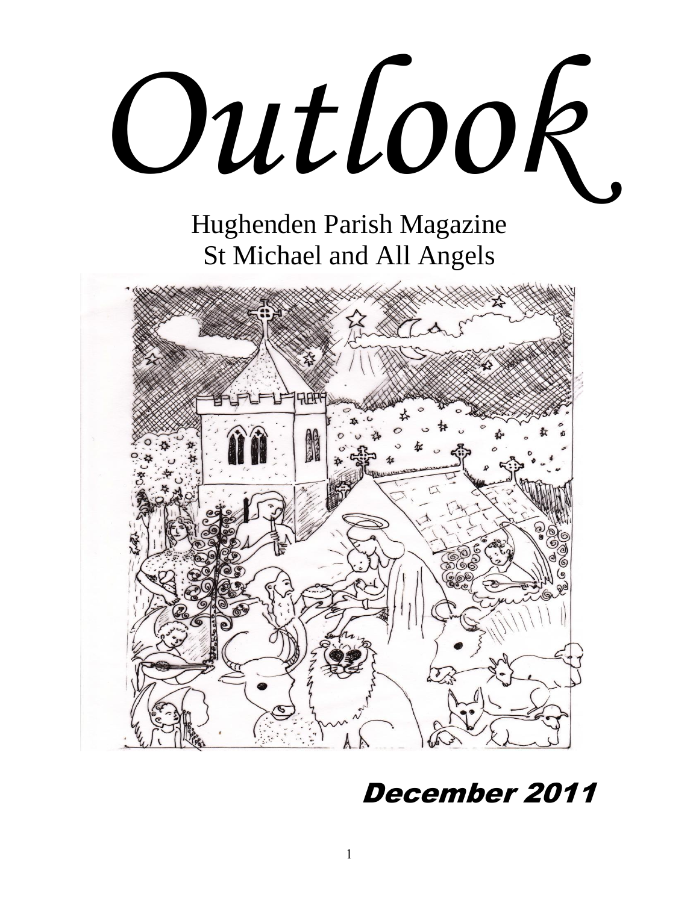# Outlook

Hughenden Parish Magazine
St Michael and All Angels

December 2011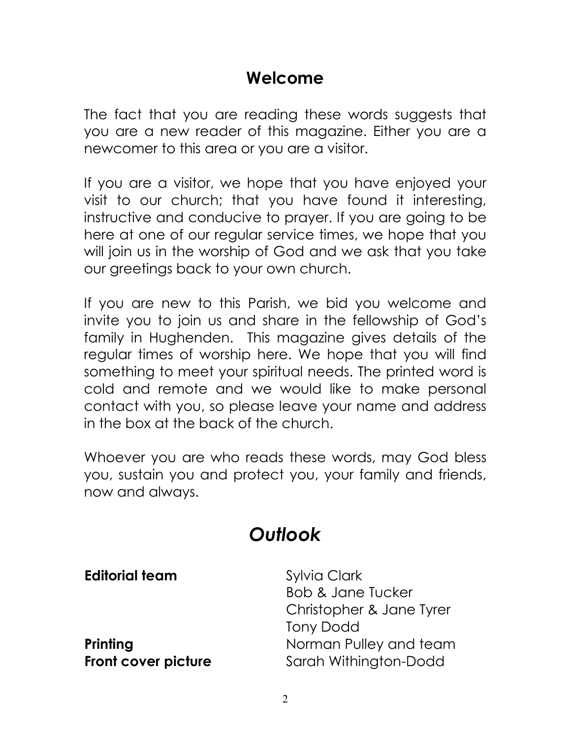## Welcome

The fact that you are reading these words suggests that you are a new reader of this magazine. Either you are a newcomer to this area or you are a visitor.

If you are a visitor, we hope that you have enjoyed your visit to our church; that you have found it interesting, instructive and conducive to prayer. If you are going to be here at one of our regular service times, we hope that you will join us in the worship of God and we ask that you take our greetings back to your own church.

If you are new to this Parish, we bid you welcome and invite you to join us and share in the fellowship of God's family in Hughenden. This magazine gives details of the regular times of worship here. We hope that you will find something to meet your spiritual needs. The printed word is cold and remote and we would like to make personal contact with you, so please leave your name and address in the box at the back of the church.

Whoever you are who reads these words, may God bless you, sustain you and protect you, your family and friends, now and always.

## *Outlook*

| | |
|---|---|
| **Editorial team** | Sylvia Clark |
| | Bob & Jane Tucker |
| | Christopher & Jane Tyrer |
| | Tony Dodd |
| **Printing** | Norman Pulley and team |
| **Front cover picture** | Sarah Withington-Dodd |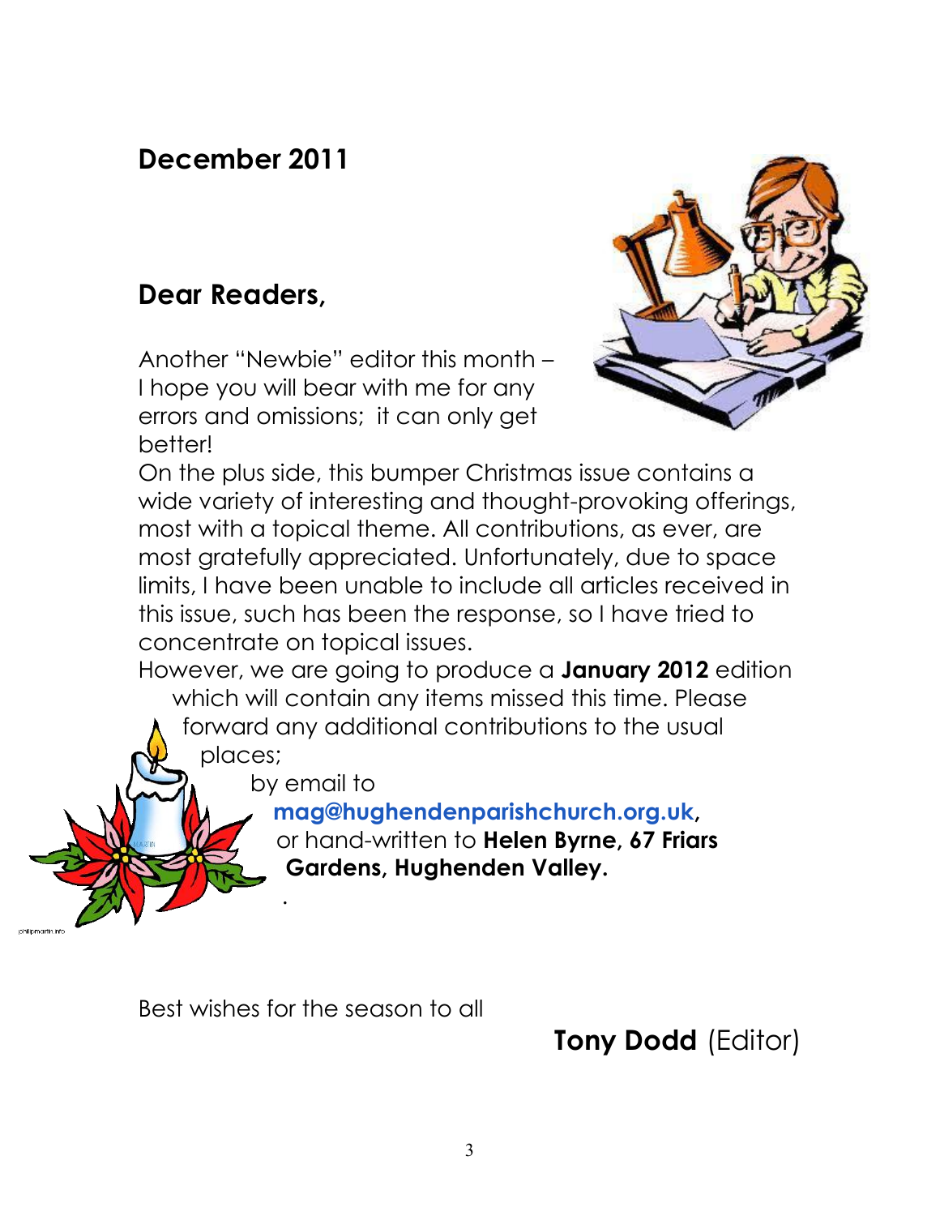## December 2011

## Dear Readers,

Another "Newbie" editor this month – I hope you will bear with me for any errors and omissions; it can only get better!

On the plus side, this bumper Christmas issue contains a wide variety of interesting and thought-provoking offerings, most with a topical theme. All contributions, as ever, are most gratefully appreciated. Unfortunately, due to space limits, I have been unable to include all articles received in this issue, such has been the response, so I have tried to concentrate on topical issues.

However, we are going to produce a **January 2012** edition which will contain any items missed this time. Please forward any additional contributions to the usual places;

by email to **mag@hughendenparishchurch.org.uk**,

or hand-written to **Helen Byrne, 67 Friars Gardens, Hughenden Valley.**

Best wishes for the season to all

**Tony Dodd** (Editor)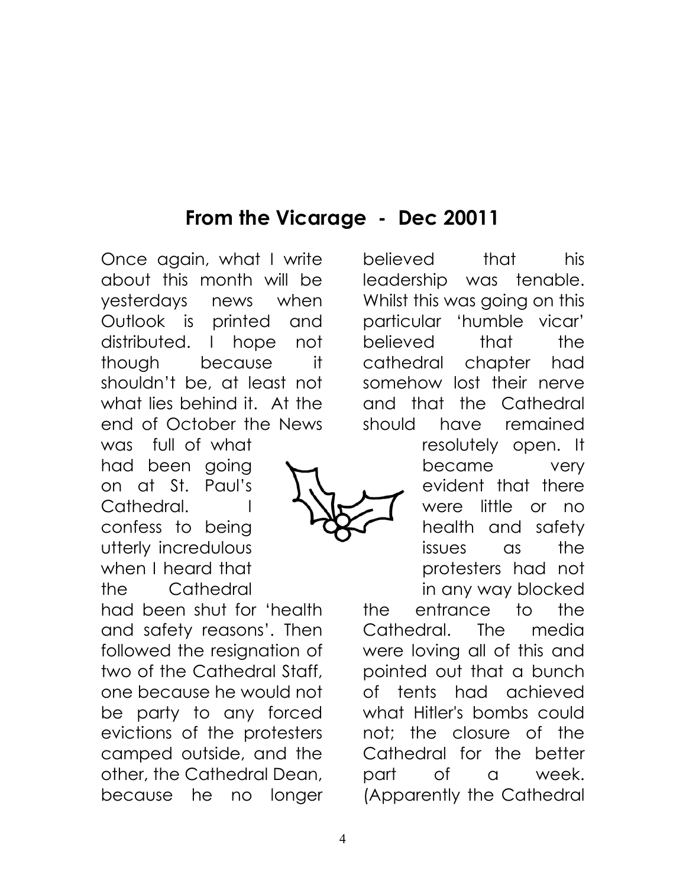## From the Vicarage - Dec 20011

Once again, what I write about this month will be yesterdays news when Outlook is printed and distributed. I hope not though because it shouldn't be, at least not what lies behind it. At the end of October the News was full of what had been going on at St. Paul's Cathedral. I confess to being utterly incredulous when I heard that the Cathedral had been shut for 'health and safety reasons'. Then followed the resignation of two of the Cathedral Staff, one because he would not be party to any forced evictions of the protesters camped outside, and the other, the Cathedral Dean, because he no longer believed that his leadership was tenable. Whilst this was going on this particular 'humble vicar' believed that the cathedral chapter had somehow lost their nerve and that the Cathedral should have remained resolutely open. It became very evident that there were little or no health and safety issues as the protesters had not in any way blocked the entrance to the Cathedral. The media were loving all of this and pointed out that a bunch of tents had achieved what Hitler's bombs could not; the closure of the Cathedral for the better part of a week. (Apparently the Cathedral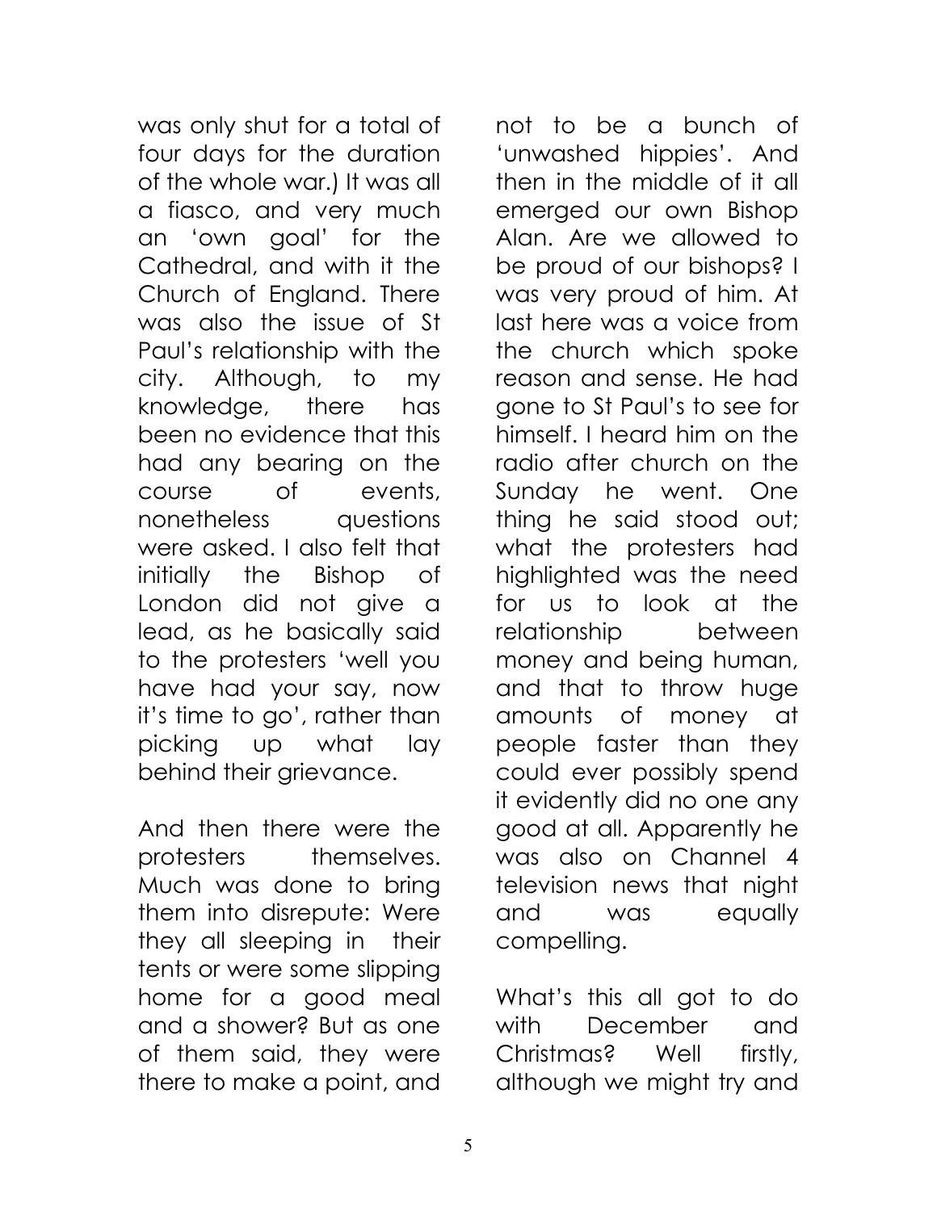was only shut for a total of four days for the duration of the whole war.) It was all a fiasco, and very much an 'own goal' for the Cathedral, and with it the Church of England. There was also the issue of St Paul's relationship with the city. Although, to my knowledge, there has been no evidence that this had any bearing on the course of events, nonetheless questions were asked. I also felt that initially the Bishop of London did not give a lead, as he basically said to the protesters 'well you have had your say, now it's time to go', rather than picking up what lay behind their grievance.

And then there were the protesters themselves. Much was done to bring them into disrepute: Were they all sleeping in their tents or were some slipping home for a good meal and a shower? But as one of them said, they were there to make a point, and not to be a bunch of 'unwashed hippies'. And then in the middle of it all emerged our own Bishop Alan. Are we allowed to be proud of our bishops? I was very proud of him. At last here was a voice from the church which spoke reason and sense. He had gone to St Paul's to see for himself. I heard him on the radio after church on the Sunday he went. One thing he said stood out; what the protesters had highlighted was the need for us to look at the relationship between money and being human, and that to throw huge amounts of money at people faster than they could ever possibly spend it evidently did no one any good at all. Apparently he was also on Channel 4 television news that night and was equally compelling.

What's this all got to do with December and Christmas? Well firstly, although we might try and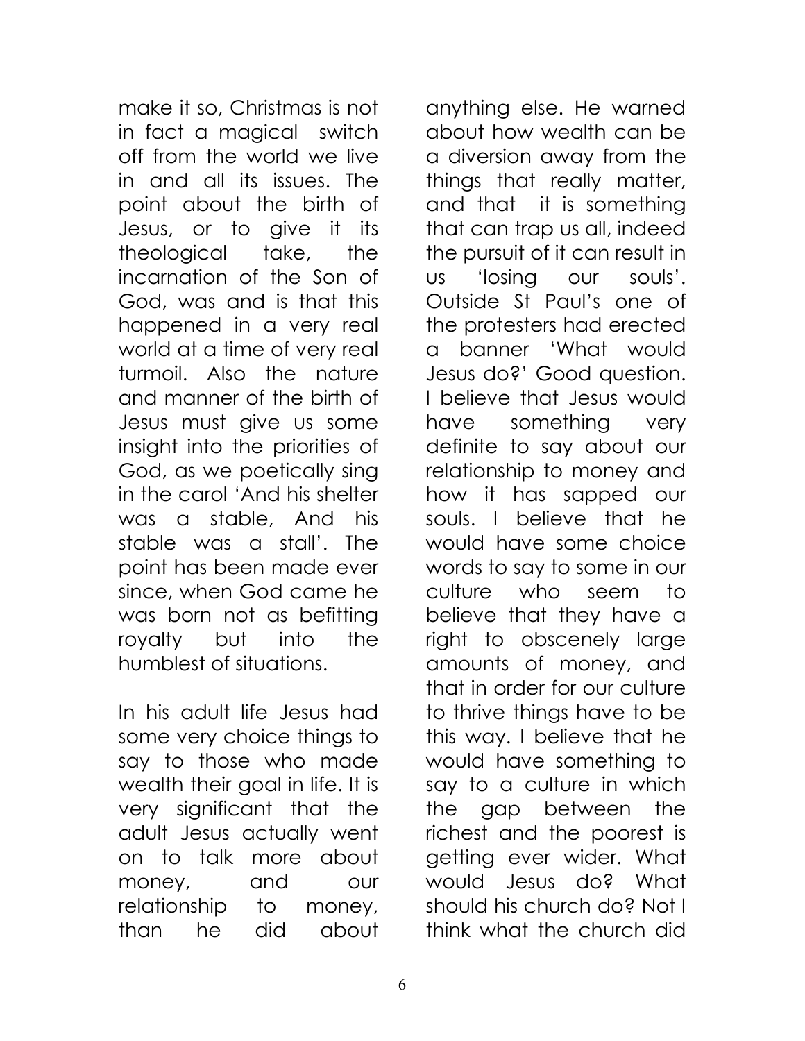make it so, Christmas is not in fact a magical switch off from the world we live in and all its issues. The point about the birth of Jesus, or to give it its theological take, the incarnation of the Son of God, was and is that this happened in a very real world at a time of very real turmoil. Also the nature and manner of the birth of Jesus must give us some insight into the priorities of God, as we poetically sing in the carol 'And his shelter was a stable, And his stable was a stall'. The point has been made ever since, when God came he was born not as befitting royalty but into the humblest of situations.

In his adult life Jesus had some very choice things to say to those who made wealth their goal in life. It is very significant that the adult Jesus actually went on to talk more about money, and our relationship to money, than he did about anything else. He warned about how wealth can be a diversion away from the things that really matter, and that it is something that can trap us all, indeed the pursuit of it can result in us 'losing our souls'. Outside St Paul's one of the protesters had erected a banner 'What would Jesus do?' Good question. I believe that Jesus would have something very definite to say about our relationship to money and how it has sapped our souls. I believe that he would have some choice words to say to some in our culture who seem to believe that they have a right to obscenely large amounts of money, and that in order for our culture to thrive things have to be this way. I believe that he would have something to say to a culture in which the gap between the richest and the poorest is getting ever wider. What would Jesus do? What should his church do? Not I think what the church did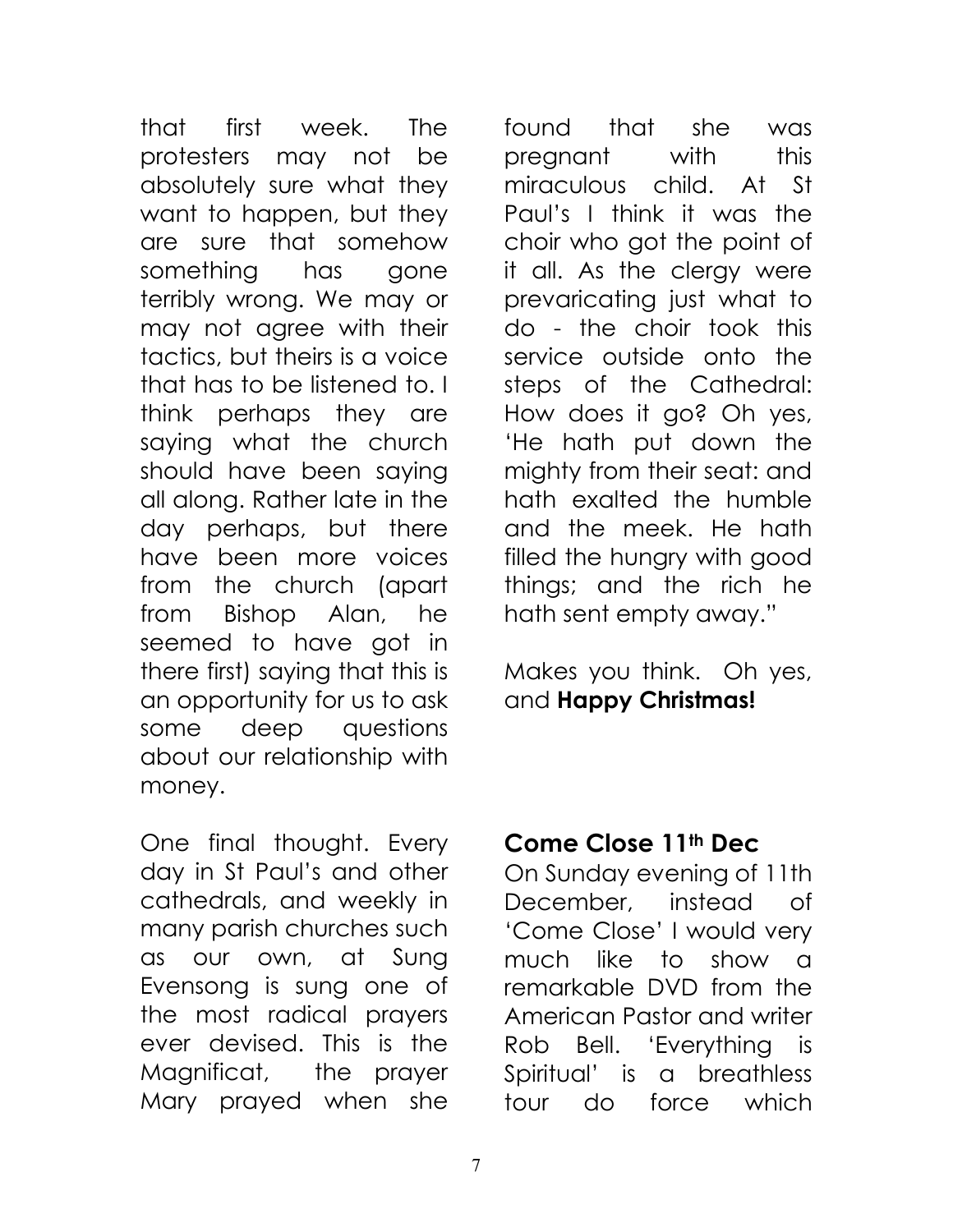that first week. The protesters may not be absolutely sure what they want to happen, but they are sure that somehow something has gone terribly wrong. We may or may not agree with their tactics, but theirs is a voice that has to be listened to. I think perhaps they are saying what the church should have been saying all along. Rather late in the day perhaps, but there have been more voices from the church (apart from Bishop Alan, he seemed to have got in there first) saying that this is an opportunity for us to ask some deep questions about our relationship with money.

One final thought. Every day in St Paul's and other cathedrals, and weekly in many parish churches such as our own, at Sung Evensong is sung one of the most radical prayers ever devised. This is the Magnificat, the prayer Mary prayed when she found that she was pregnant with this miraculous child. At St Paul's I think it was the choir who got the point of it all. As the clergy were prevaricating just what to do - the choir took this service outside onto the steps of the Cathedral: How does it go? Oh yes, 'He hath put down the mighty from their seat: and hath exalted the humble and the meek. He hath filled the hungry with good things; and the rich he hath sent empty away."

Makes you think. Oh yes, and **Happy Christmas!**

## Come Close 11th Dec

On Sunday evening of 11th December, instead of 'Come Close' I would very much like to show a remarkable DVD from the American Pastor and writer Rob Bell. 'Everything is Spiritual' is a breathless tour do force which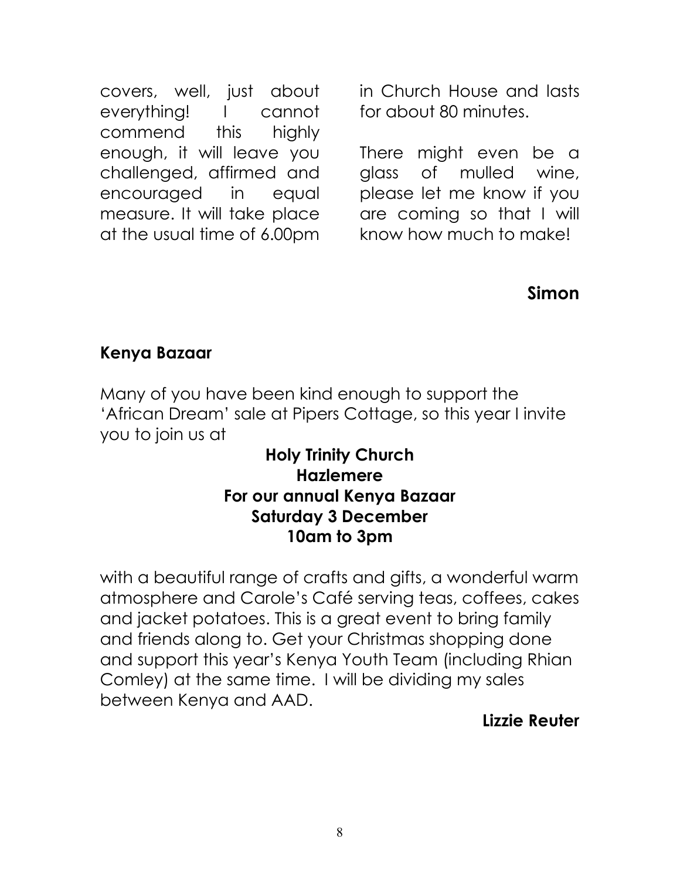covers, well, just about everything! I cannot commend this highly enough, it will leave you challenged, affirmed and encouraged in equal measure. It will take place at the usual time of 6.00pm in Church House and lasts for about 80 minutes.

There might even be a glass of mulled wine, please let me know if you are coming so that I will know how much to make!

**Simon**

### Kenya Bazaar

Many of you have been kind enough to support the 'African Dream' sale at Pipers Cottage, so this year I invite you to join us at

**Holy Trinity Church**
**Hazlemere**
**For our annual Kenya Bazaar**
**Saturday 3 December**
**10am to 3pm**

with a beautiful range of crafts and gifts, a wonderful warm atmosphere and Carole's Café serving teas, coffees, cakes and jacket potatoes. This is a great event to bring family and friends along to. Get your Christmas shopping done and support this year's Kenya Youth Team (including Rhian Comley) at the same time. I will be dividing my sales between Kenya and AAD.

**Lizzie Reuter**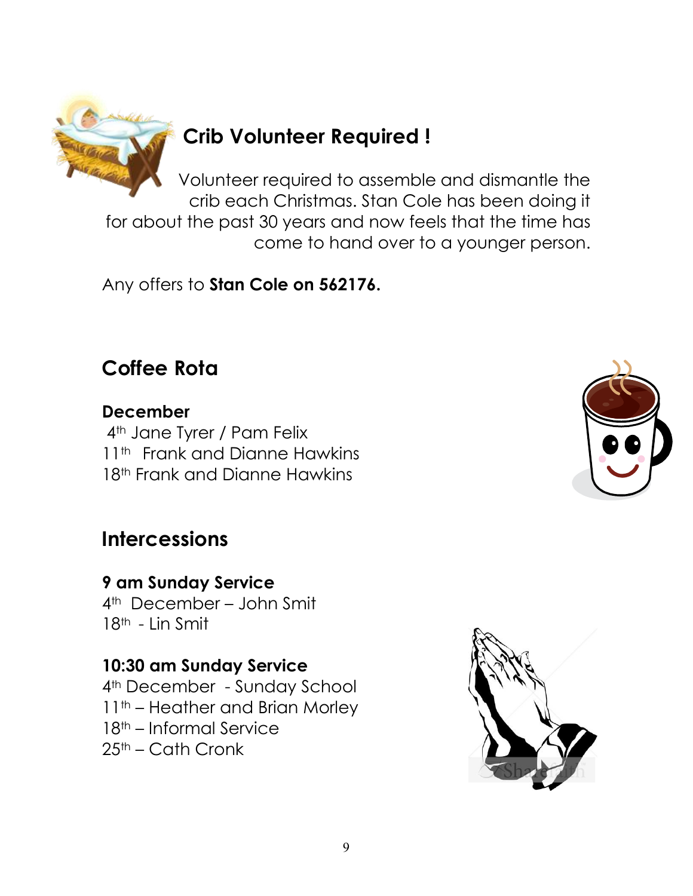## Crib Volunteer Required !

Volunteer required to assemble and dismantle the crib each Christmas. Stan Cole has been doing it for about the past 30 years and now feels that the time has come to hand over to a younger person.

Any offers to **Stan Cole on 562176.**

## Coffee Rota

**December**

4th Jane Tyrer / Pam Felix
11th Frank and Dianne Hawkins
18th Frank and Dianne Hawkins

## Intercessions

**9 am Sunday Service**

4th December – John Smit
18th - Lin Smit

**10:30 am Sunday Service**

4th December - Sunday School
11th – Heather and Brian Morley
18th – Informal Service
25th – Cath Cronk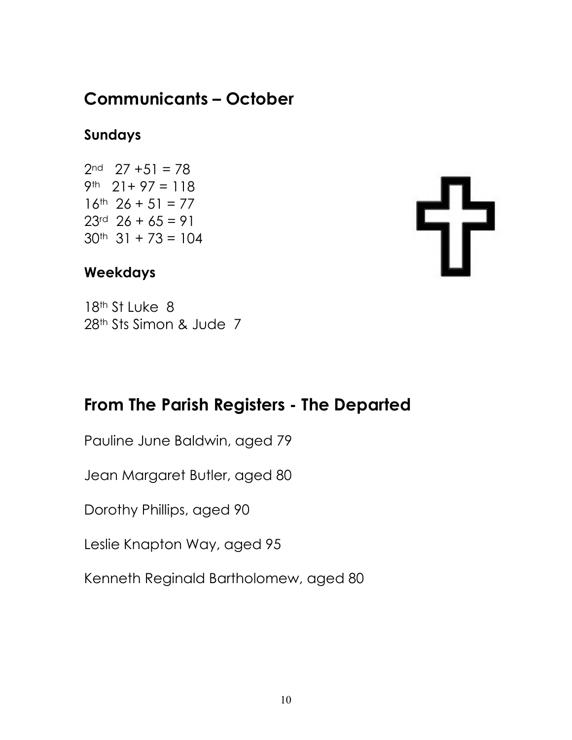## Communicants – October

### Sundays

2nd 27 +51 = 78
9th 21+ 97 = 118
16th 26 + 51 = 77
23rd 26 + 65 = 91
30th 31 + 73 = 104

### Weekdays

18th St Luke 8
28th Sts Simon & Jude 7

## From The Parish Registers - The Departed

Pauline June Baldwin, aged 79

Jean Margaret Butler, aged 80

Dorothy Phillips, aged 90

Leslie Knapton Way, aged 95

Kenneth Reginald Bartholomew, aged 80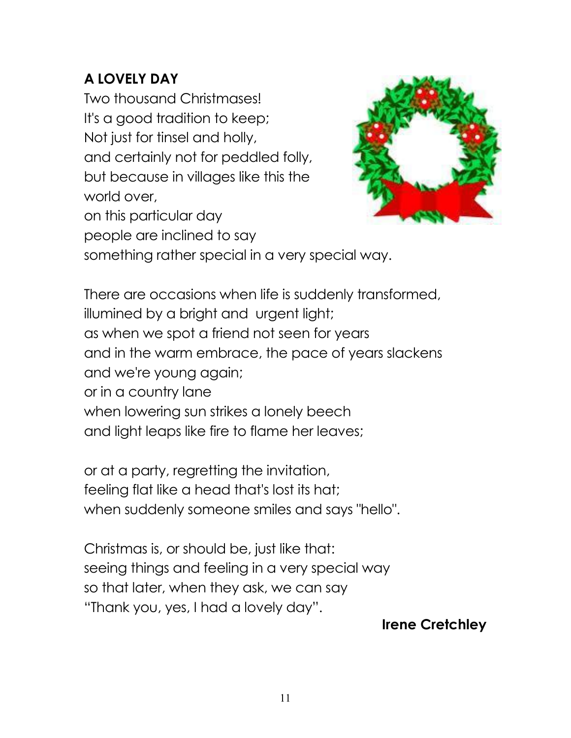## A LOVELY DAY

Two thousand Christmases!  
It's a good tradition to keep;  
Not just for tinsel and holly,  
and certainly not for peddled folly,  
but because in villages like this the  
world over,  
on this particular day  
people are inclined to say  
something rather special in a very special way.

There are occasions when life is suddenly transformed,  
illumined by a bright and urgent light;  
as when we spot a friend not seen for years  
and in the warm embrace, the pace of years slackens  
and we're young again;  
or in a country lane  
when lowering sun strikes a lonely beech  
and light leaps like fire to flame her leaves;

or at a party, regretting the invitation,  
feeling flat like a head that's lost its hat;  
when suddenly someone smiles and says "hello".

Christmas is, or should be, just like that:  
seeing things and feeling in a very special way  
so that later, when they ask, we can say  
"Thank you, yes, I had a lovely day".

**Irene Cretchley**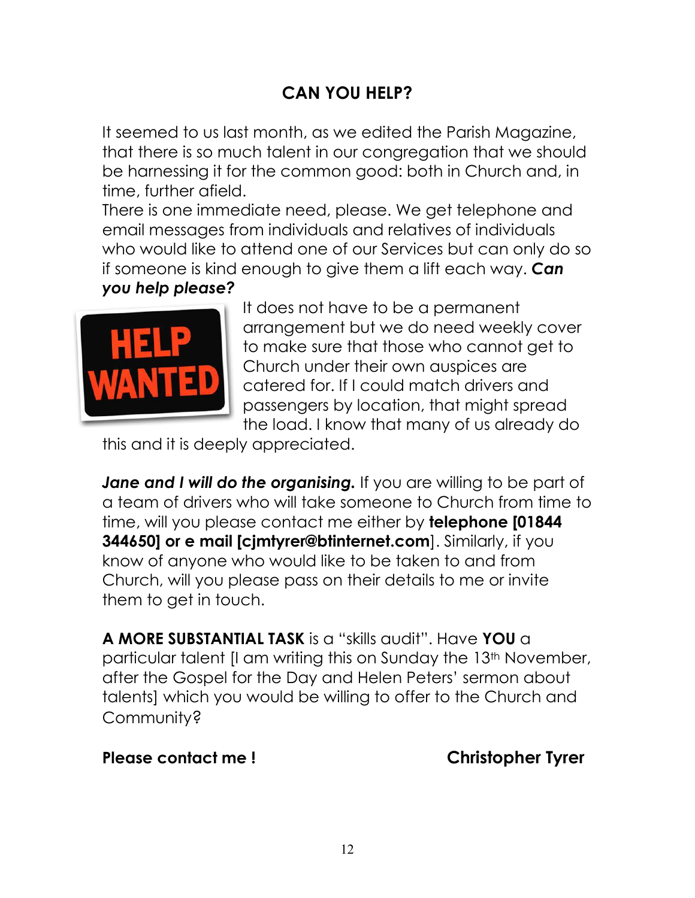## CAN YOU HELP?

It seemed to us last month, as we edited the Parish Magazine, that there is so much talent in our congregation that we should be harnessing it for the common good: both in Church and, in time, further afield.

There is one immediate need, please. We get telephone and email messages from individuals and relatives of individuals who would like to attend one of our Services but can only do so if someone is kind enough to give them a lift each way. ***Can you help please?***

It does not have to be a permanent arrangement but we do need weekly cover to make sure that those who cannot get to Church under their own auspices are catered for. If I could match drivers and passengers by location, that might spread the load. I know that many of us already do this and it is deeply appreciated.

***Jane and I will do the organising.*** If you are willing to be part of a team of drivers who will take someone to Church from time to time, will you please contact me either by **telephone [01844 344650] or e mail [cjmtyrer@btinternet.com**]. Similarly, if you know of anyone who would like to be taken to and from Church, will you please pass on their details to me or invite them to get in touch.

**A MORE SUBSTANTIAL TASK** is a "skills audit". Have **YOU** a particular talent [I am writing this on Sunday the 13th November, after the Gospel for the Day and Helen Peters' sermon about talents] which you would be willing to offer to the Church and Community?

**Please contact me !** **Christopher Tyrer**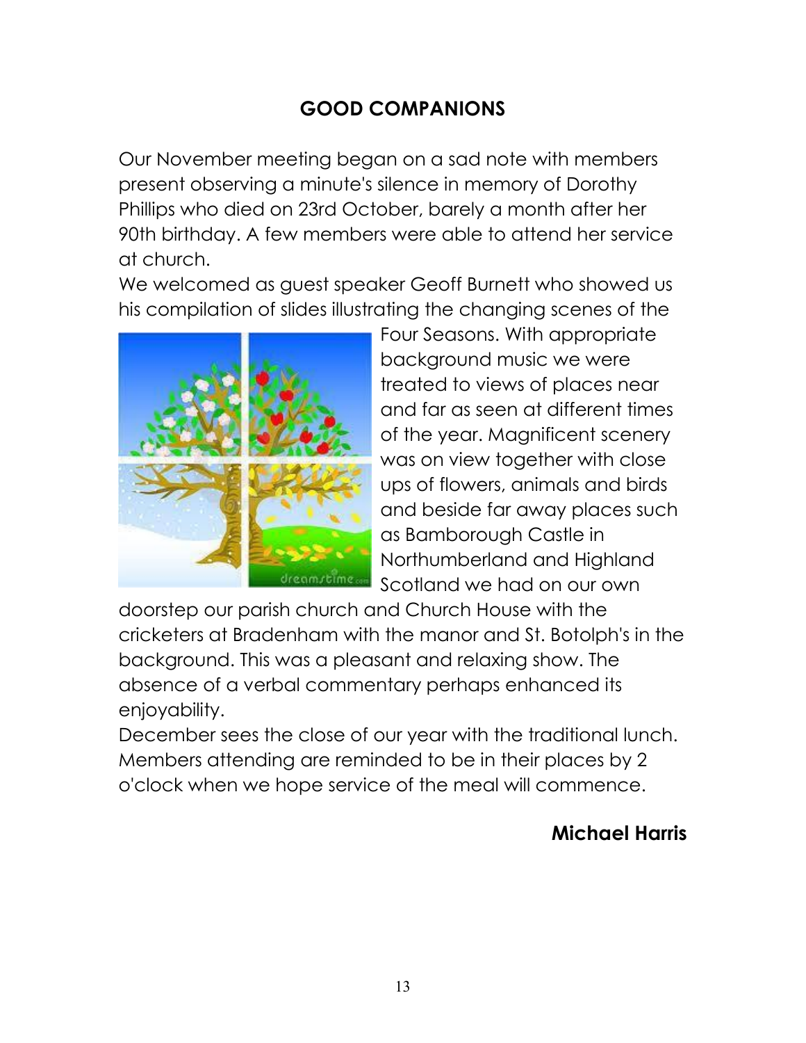## GOOD COMPANIONS

Our November meeting began on a sad note with members present observing a minute's silence in memory of Dorothy Phillips who died on 23rd October, barely a month after her 90th birthday. A few members were able to attend her service at church.

We welcomed as guest speaker Geoff Burnett who showed us his compilation of slides illustrating the changing scenes of the Four Seasons. With appropriate background music we were treated to views of places near and far as seen at different times of the year. Magnificent scenery was on view together with close ups of flowers, animals and birds and beside far away places such as Bamborough Castle in Northumberland and Highland Scotland we had on our own doorstep our parish church and Church House with the cricketers at Bradenham with the manor and St. Botolph's in the background. This was a pleasant and relaxing show. The absence of a verbal commentary perhaps enhanced its enjoyability.

December sees the close of our year with the traditional lunch. Members attending are reminded to be in their places by 2 o'clock when we hope service of the meal will commence.

**Michael Harris**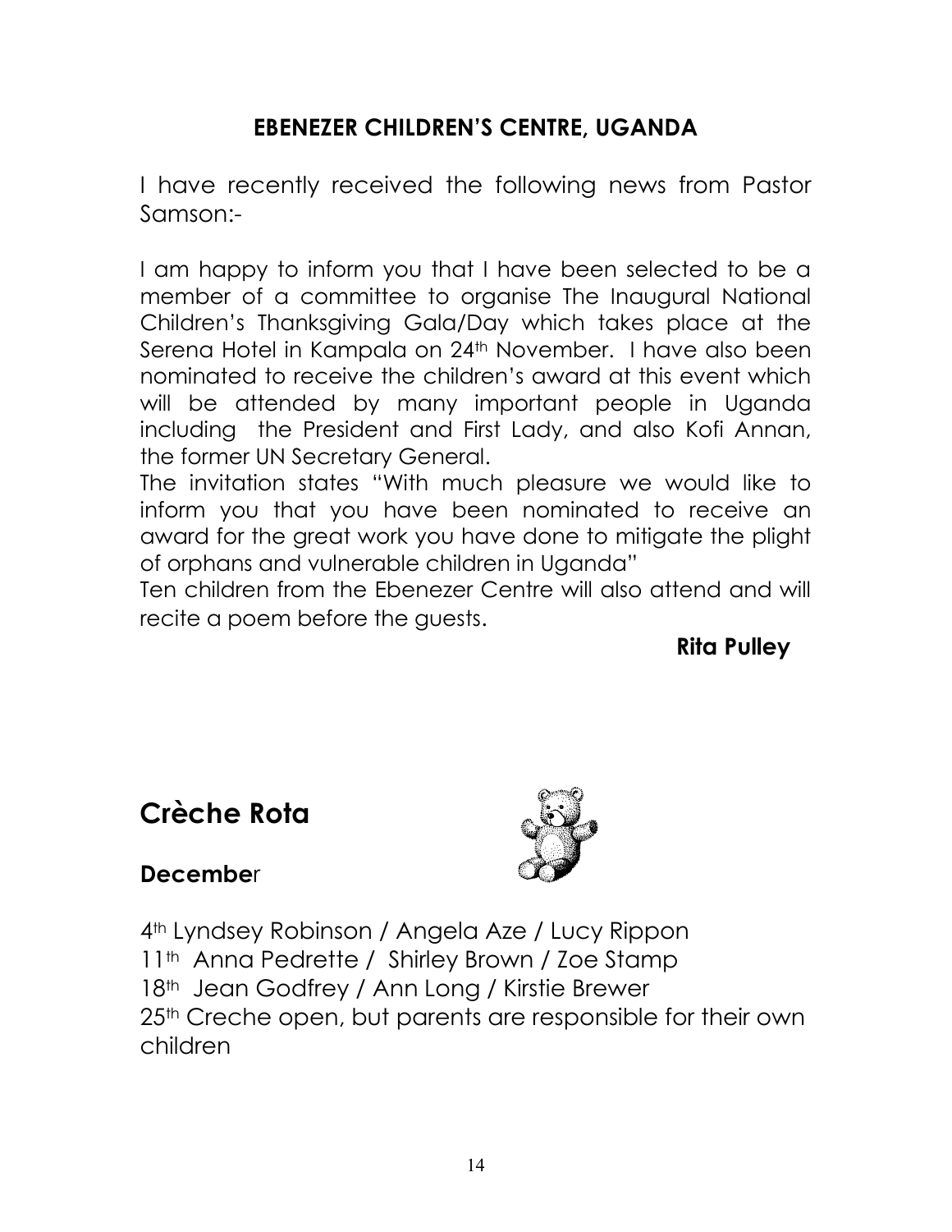## EBENEZER CHILDREN'S CENTRE, UGANDA

I have recently received the following news from Pastor Samson:-

I am happy to inform you that I have been selected to be a member of a committee to organise The Inaugural National Children's Thanksgiving Gala/Day which takes place at the Serena Hotel in Kampala on 24th November. I have also been nominated to receive the children's award at this event which will be attended by many important people in Uganda including the President and First Lady, and also Kofi Annan, the former UN Secretary General.

The invitation states "With much pleasure we would like to inform you that you have been nominated to receive an award for the great work you have done to mitigate the plight of orphans and vulnerable children in Uganda"

Ten children from the Ebenezer Centre will also attend and will recite a poem before the guests.

**Rita Pulley**

# Crèche Rota

### December

4th Lyndsey Robinson / Angela Aze / Lucy Rippon
11th Anna Pedrette / Shirley Brown / Zoe Stamp
18th Jean Godfrey / Ann Long / Kirstie Brewer
25th Creche open, but parents are responsible for their own children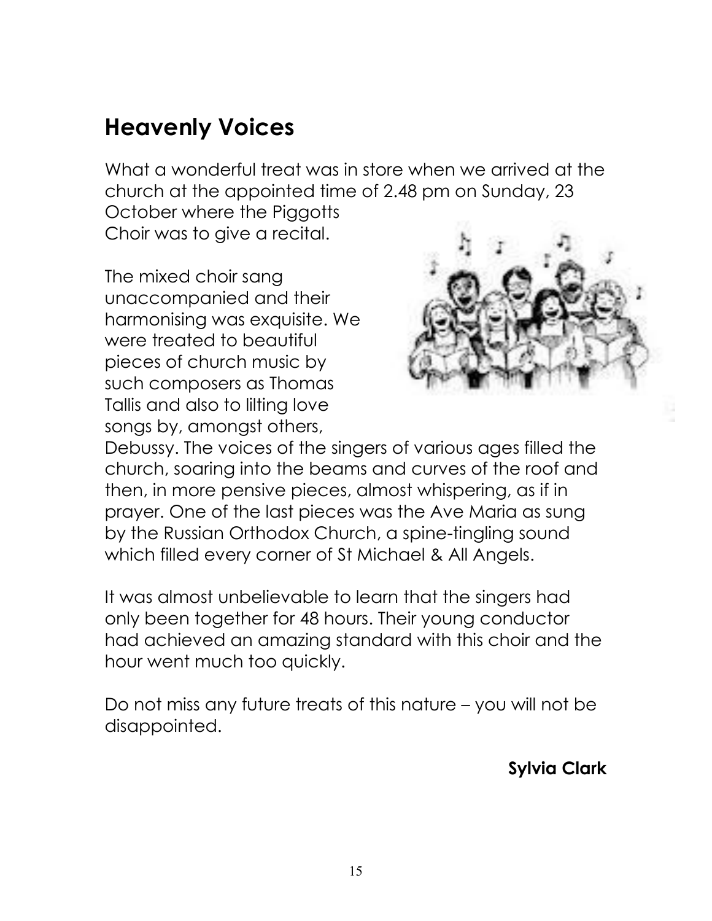# Heavenly Voices

What a wonderful treat was in store when we arrived at the church at the appointed time of 2.48 pm on Sunday, 23 October where the Piggotts Choir was to give a recital.

The mixed choir sang unaccompanied and their harmonising was exquisite. We were treated to beautiful pieces of church music by such composers as Thomas Tallis and also to lilting love songs by, amongst others, Debussy. The voices of the singers of various ages filled the church, soaring into the beams and curves of the roof and then, in more pensive pieces, almost whispering, as if in prayer. One of the last pieces was the Ave Maria as sung by the Russian Orthodox Church, a spine-tingling sound which filled every corner of St Michael & All Angels.

It was almost unbelievable to learn that the singers had only been together for 48 hours. Their young conductor had achieved an amazing standard with this choir and the hour went much too quickly.

Do not miss any future treats of this nature – you will not be disappointed.

**Sylvia Clark**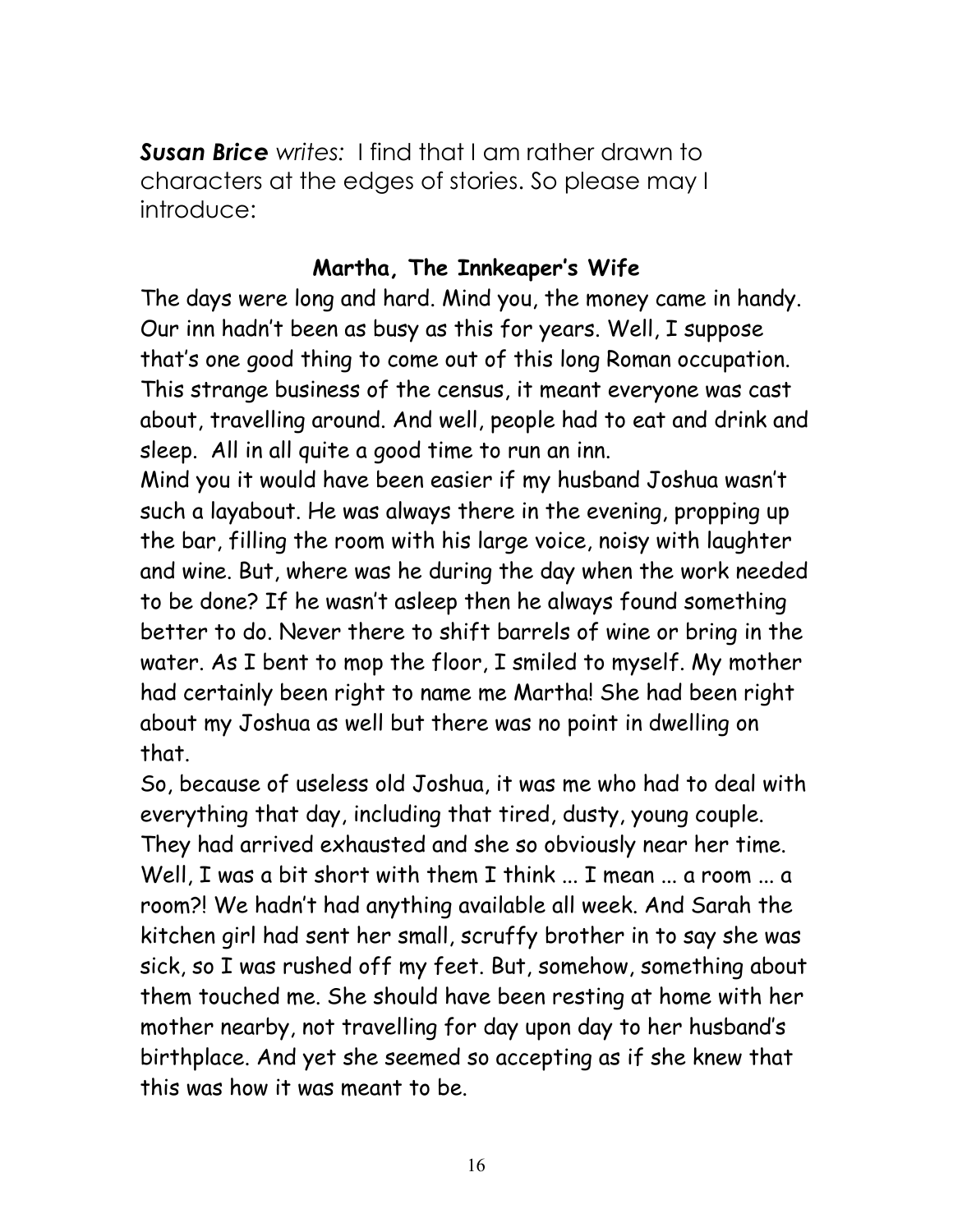***Susan Brice*** *writes:* I find that I am rather drawn to characters at the edges of stories. So please may I introduce:

**Martha, The Innkeeper's Wife**

The days were long and hard. Mind you, the money came in handy. Our inn hadn't been as busy as this for years. Well, I suppose that's one good thing to come out of this long Roman occupation. This strange business of the census, it meant everyone was cast about, travelling around. And well, people had to eat and drink and sleep. All in all quite a good time to run an inn.

Mind you it would have been easier if my husband Joshua wasn't such a layabout. He was always there in the evening, propping up the bar, filling the room with his large voice, noisy with laughter and wine. But, where was he during the day when the work needed to be done? If he wasn't asleep then he always found something better to do. Never there to shift barrels of wine or bring in the water. As I bent to mop the floor, I smiled to myself. My mother had certainly been right to name me Martha! She had been right about my Joshua as well but there was no point in dwelling on that.

So, because of useless old Joshua, it was me who had to deal with everything that day, including that tired, dusty, young couple. They had arrived exhausted and she so obviously near her time. Well, I was a bit short with them I think ... I mean ... a room ... a room?! We hadn't had anything available all week. And Sarah the kitchen girl had sent her small, scruffy brother in to say she was sick, so I was rushed off my feet. But, somehow, something about them touched me. She should have been resting at home with her mother nearby, not travelling for day upon day to her husband's birthplace. And yet she seemed so accepting as if she knew that this was how it was meant to be.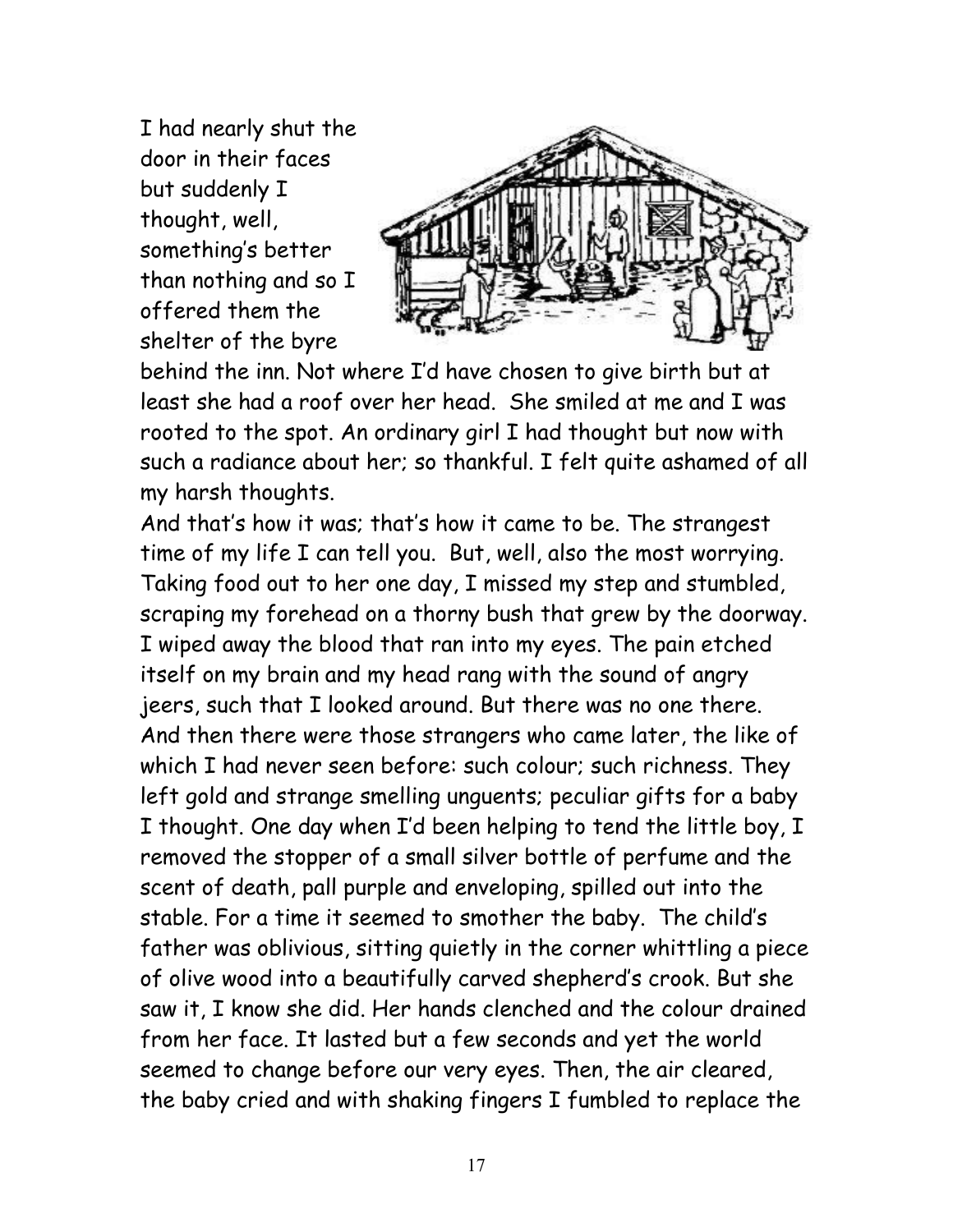I had nearly shut the door in their faces but suddenly I thought, well, something's better than nothing and so I offered them the shelter of the byre behind the inn. Not where I'd have chosen to give birth but at least she had a roof over her head. She smiled at me and I was rooted to the spot. An ordinary girl I had thought but now with such a radiance about her; so thankful. I felt quite ashamed of all my harsh thoughts.

And that's how it was; that's how it came to be. The strangest time of my life I can tell you. But, well, also the most worrying. Taking food out to her one day, I missed my step and stumbled, scraping my forehead on a thorny bush that grew by the doorway. I wiped away the blood that ran into my eyes. The pain etched itself on my brain and my head rang with the sound of angry jeers, such that I looked around. But there was no one there. And then there were those strangers who came later, the like of which I had never seen before: such colour; such richness. They left gold and strange smelling unguents; peculiar gifts for a baby I thought. One day when I'd been helping to tend the little boy, I removed the stopper of a small silver bottle of perfume and the scent of death, pall purple and enveloping, spilled out into the stable. For a time it seemed to smother the baby. The child's father was oblivious, sitting quietly in the corner whittling a piece of olive wood into a beautifully carved shepherd's crook. But she saw it, I know she did. Her hands clenched and the colour drained from her face. It lasted but a few seconds and yet the world seemed to change before our very eyes. Then, the air cleared, the baby cried and with shaking fingers I fumbled to replace the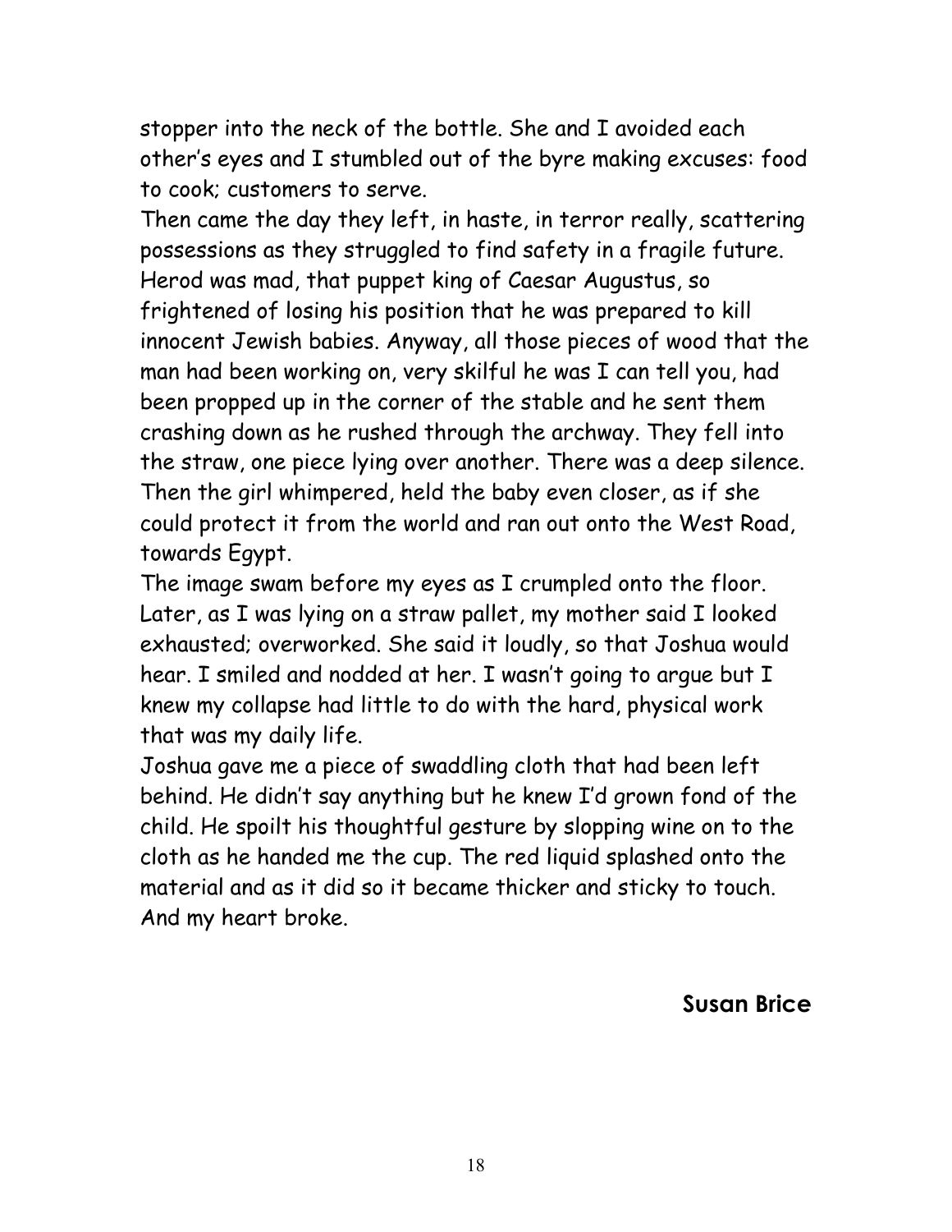stopper into the neck of the bottle. She and I avoided each other's eyes and I stumbled out of the byre making excuses: food to cook; customers to serve.

Then came the day they left, in haste, in terror really, scattering possessions as they struggled to find safety in a fragile future. Herod was mad, that puppet king of Caesar Augustus, so frightened of losing his position that he was prepared to kill innocent Jewish babies. Anyway, all those pieces of wood that the man had been working on, very skilful he was I can tell you, had been propped up in the corner of the stable and he sent them crashing down as he rushed through the archway. They fell into the straw, one piece lying over another. There was a deep silence. Then the girl whimpered, held the baby even closer, as if she could protect it from the world and ran out onto the West Road, towards Egypt.

The image swam before my eyes as I crumpled onto the floor. Later, as I was lying on a straw pallet, my mother said I looked exhausted; overworked. She said it loudly, so that Joshua would hear. I smiled and nodded at her. I wasn't going to argue but I knew my collapse had little to do with the hard, physical work that was my daily life.

Joshua gave me a piece of swaddling cloth that had been left behind. He didn't say anything but he knew I'd grown fond of the child. He spoilt his thoughtful gesture by slopping wine on to the cloth as he handed me the cup. The red liquid splashed onto the material and as it did so it became thicker and sticky to touch. And my heart broke.

**Susan Brice**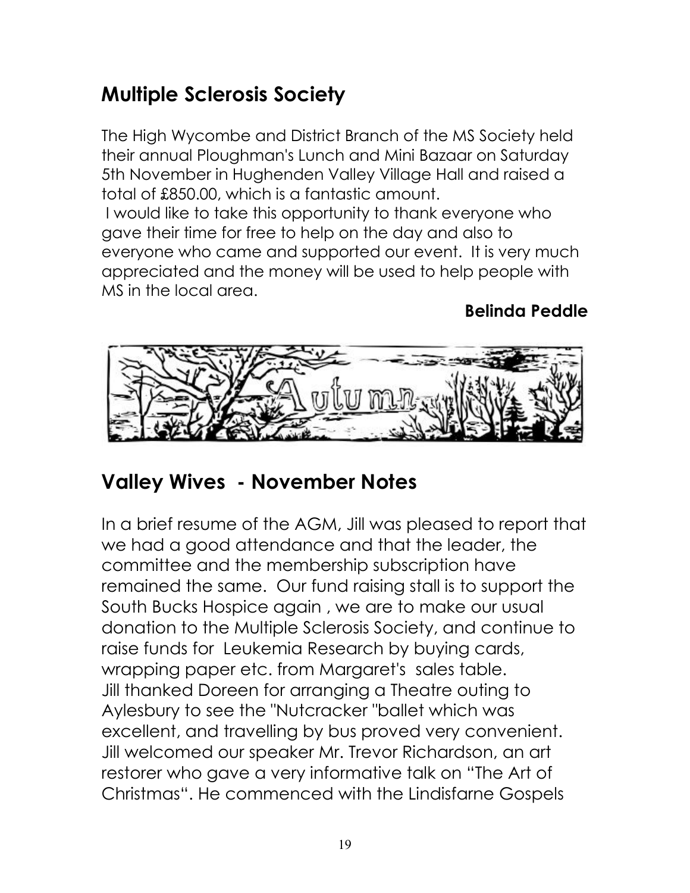## Multiple Sclerosis Society

The High Wycombe and District Branch of the MS Society held their annual Ploughman's Lunch and Mini Bazaar on Saturday 5th November in Hughenden Valley Village Hall and raised a total of £850.00, which is a fantastic amount.

I would like to take this opportunity to thank everyone who gave their time for free to help on the day and also to everyone who came and supported our event. It is very much appreciated and the money will be used to help people with MS in the local area.

**Belinda Peddle**

## Valley Wives - November Notes

In a brief resume of the AGM, Jill was pleased to report that we had a good attendance and that the leader, the committee and the membership subscription have remained the same. Our fund raising stall is to support the South Bucks Hospice again , we are to make our usual donation to the Multiple Sclerosis Society, and continue to raise funds for Leukemia Research by buying cards, wrapping paper etc. from Margaret's sales table.
Jill thanked Doreen for arranging a Theatre outing to Aylesbury to see the "Nutcracker "ballet which was excellent, and travelling by bus proved very convenient.
Jill welcomed our speaker Mr. Trevor Richardson, an art restorer who gave a very informative talk on "The Art of Christmas". He commenced with the Lindisfarne Gospels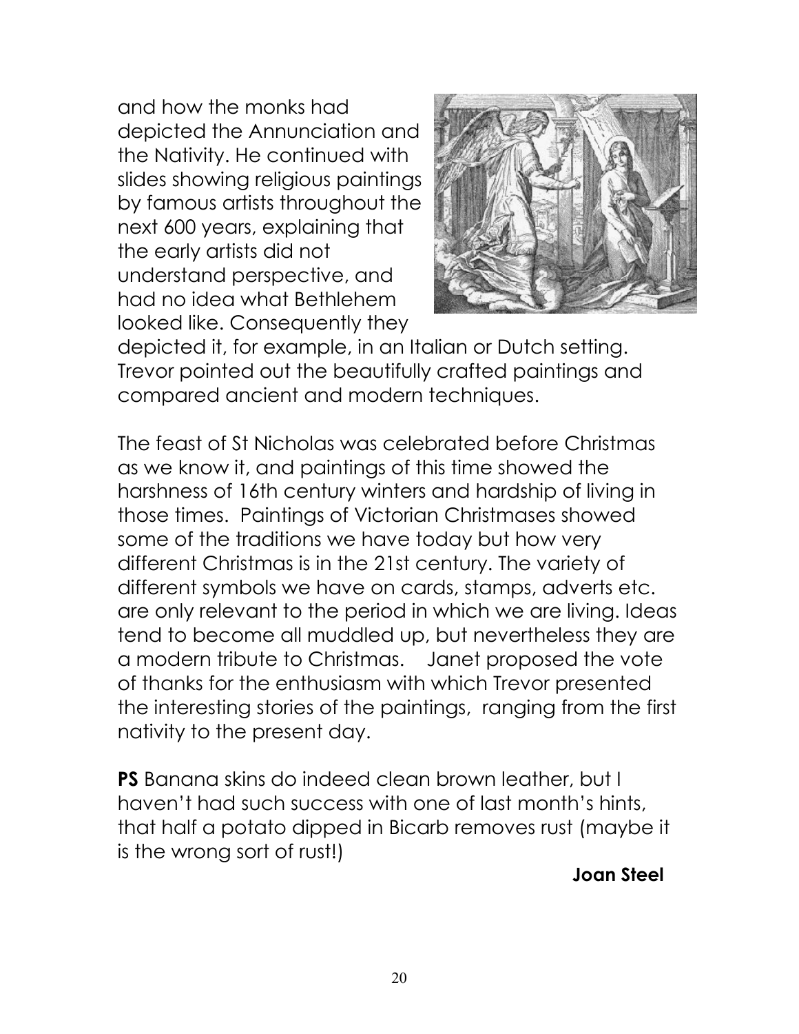and how the monks had depicted the Annunciation and the Nativity. He continued with slides showing religious paintings by famous artists throughout the next 600 years, explaining that the early artists did not understand perspective, and had no idea what Bethlehem looked like. Consequently they depicted it, for example, in an Italian or Dutch setting. Trevor pointed out the beautifully crafted paintings and compared ancient and modern techniques.

The feast of St Nicholas was celebrated before Christmas as we know it, and paintings of this time showed the harshness of 16th century winters and hardship of living in those times. Paintings of Victorian Christmases showed some of the traditions we have today but how very different Christmas is in the 21st century. The variety of different symbols we have on cards, stamps, adverts etc. are only relevant to the period in which we are living. Ideas tend to become all muddled up, but nevertheless they are a modern tribute to Christmas. Janet proposed the vote of thanks for the enthusiasm with which Trevor presented the interesting stories of the paintings, ranging from the first nativity to the present day.

**PS** Banana skins do indeed clean brown leather, but I haven't had such success with one of last month's hints, that half a potato dipped in Bicarb removes rust (maybe it is the wrong sort of rust!)

**Joan Steel**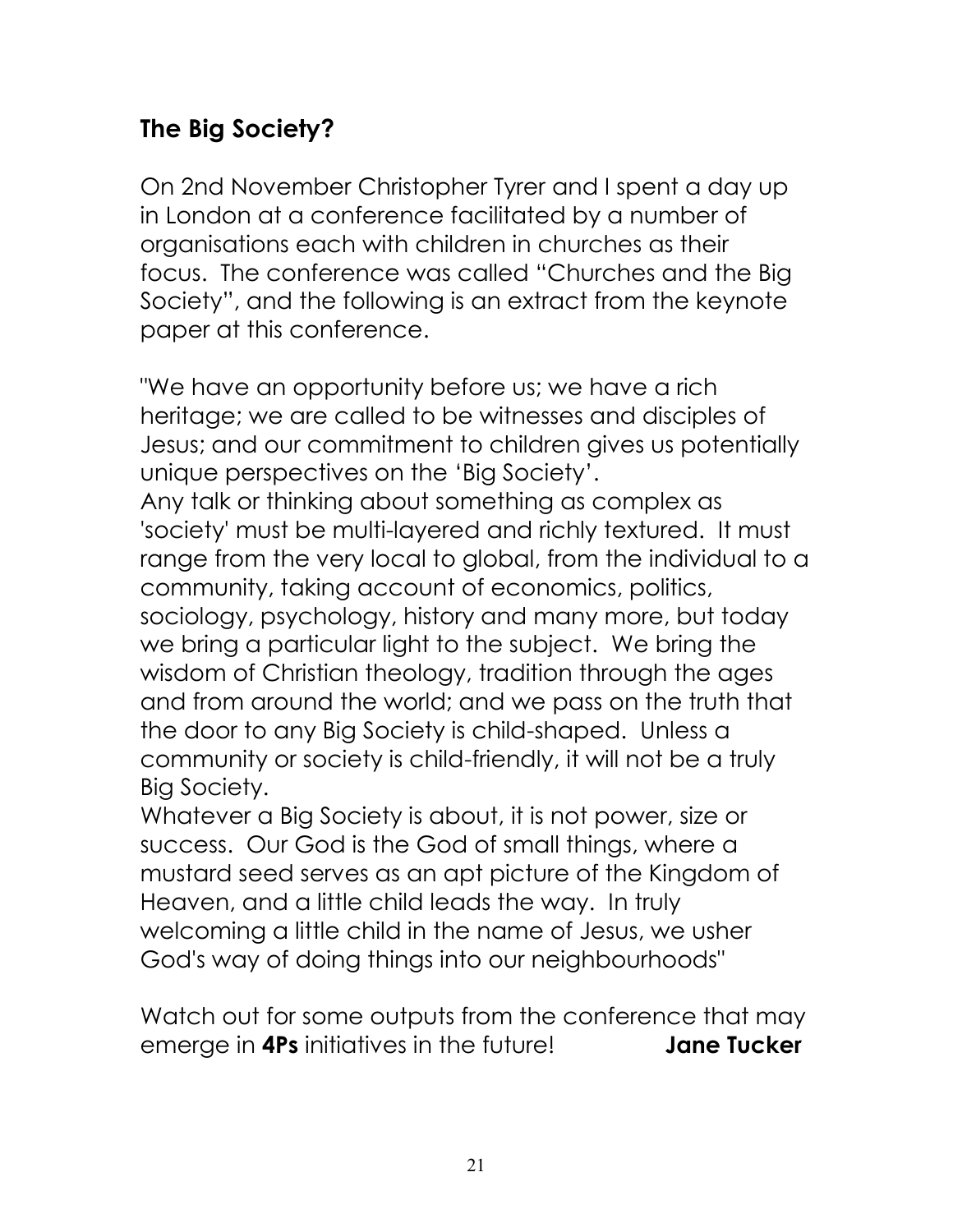## The Big Society?

On 2nd November Christopher Tyrer and I spent a day up in London at a conference facilitated by a number of organisations each with children in churches as their focus. The conference was called "Churches and the Big Society", and the following is an extract from the keynote paper at this conference.

"We have an opportunity before us; we have a rich heritage; we are called to be witnesses and disciples of Jesus; and our commitment to children gives us potentially unique perspectives on the 'Big Society'.
Any talk or thinking about something as complex as 'society' must be multi-layered and richly textured. It must range from the very local to global, from the individual to a community, taking account of economics, politics, sociology, psychology, history and many more, but today we bring a particular light to the subject. We bring the wisdom of Christian theology, tradition through the ages and from around the world; and we pass on the truth that the door to any Big Society is child-shaped. Unless a community or society is child-friendly, it will not be a truly Big Society.
Whatever a Big Society is about, it is not power, size or success. Our God is the God of small things, where a mustard seed serves as an apt picture of the Kingdom of Heaven, and a little child leads the way. In truly welcoming a little child in the name of Jesus, we usher God's way of doing things into our neighbourhoods"

Watch out for some outputs from the conference that may emerge in **4Ps** initiatives in the future! **Jane Tucker**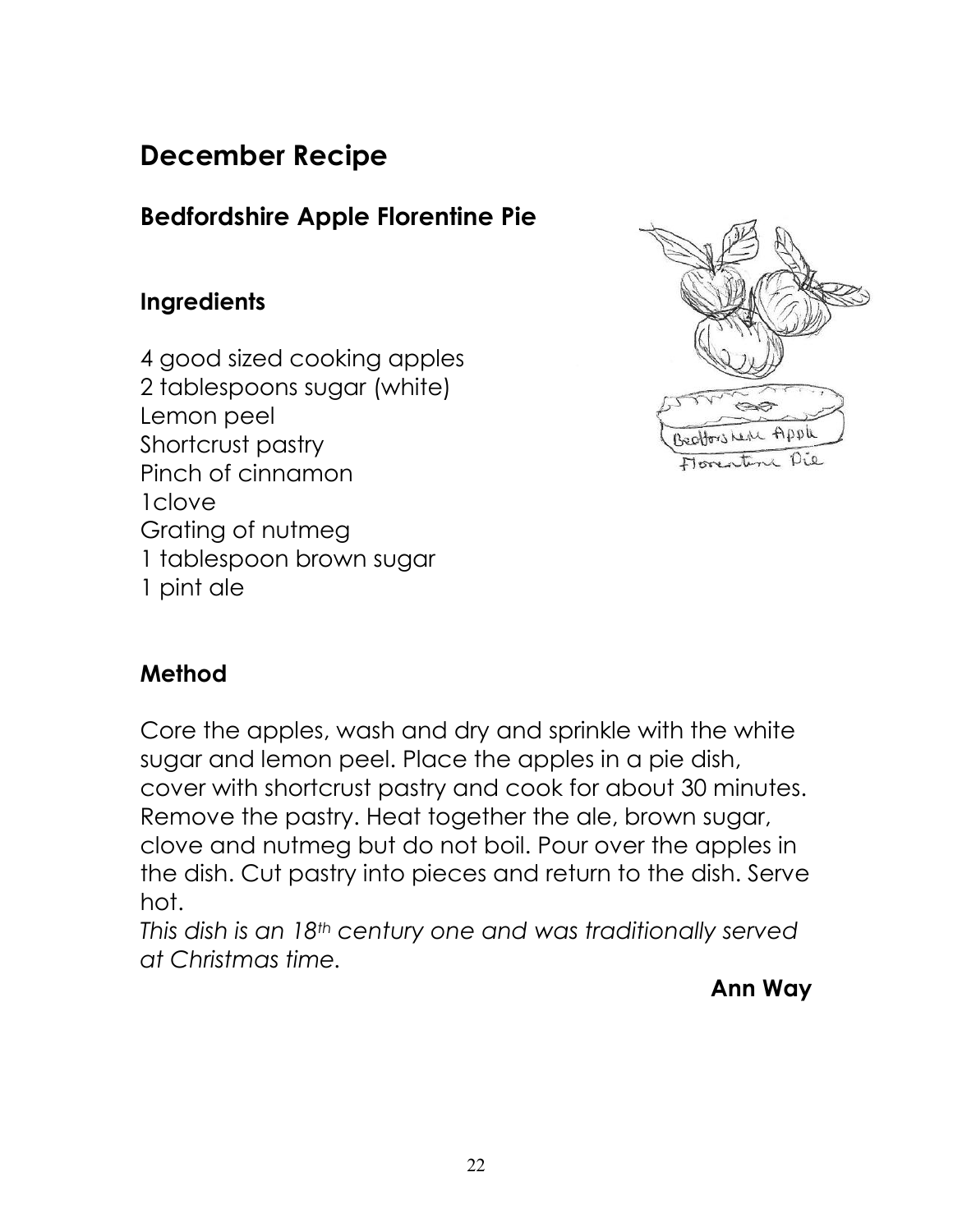# December Recipe

## Bedfordshire Apple Florentine Pie

### Ingredients

4 good sized cooking apples
2 tablespoons sugar (white)
Lemon peel
Shortcrust pastry
Pinch of cinnamon
1clove
Grating of nutmeg
1 tablespoon brown sugar
1 pint ale

### Method

Core the apples, wash and dry and sprinkle with the white sugar and lemon peel. Place the apples in a pie dish, cover with shortcrust pastry and cook for about 30 minutes. Remove the pastry. Heat together the ale, brown sugar, clove and nutmeg but do not boil. Pour over the apples in the dish. Cut pastry into pieces and return to the dish. Serve hot.

*This dish is an 18th century one and was traditionally served at Christmas time.*

**Ann Way**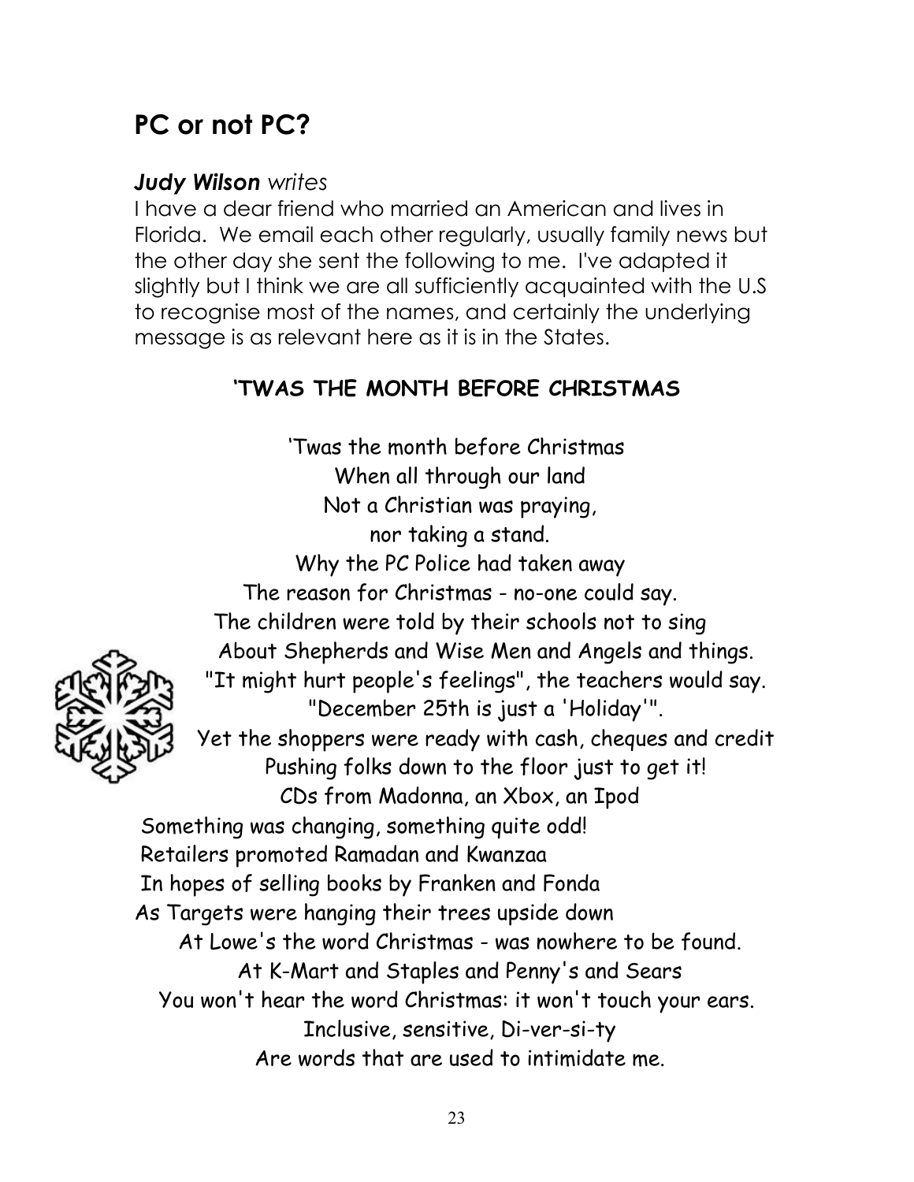## PC or not PC?

***Judy Wilson*** *writes*

I have a dear friend who married an American and lives in Florida. We email each other regularly, usually family news but the other day she sent the following to me. I've adapted it slightly but I think we are all sufficiently acquainted with the U.S to recognise most of the names, and certainly the underlying message is as relevant here as it is in the States.

### 'TWAS THE MONTH BEFORE CHRISTMAS

'Twas the month before Christmas  
When all through our land  
Not a Christian was praying,  
nor taking a stand.  
Why the PC Police had taken away  
The reason for Christmas - no-one could say.  
The children were told by their schools not to sing  
About Shepherds and Wise Men and Angels and things.  
"It might hurt people's feelings", the teachers would say.  
"December 25th is just a 'Holiday'".  
Yet the shoppers were ready with cash, cheques and credit  
Pushing folks down to the floor just to get it!  
CDs from Madonna, an Xbox, an Ipod  
Something was changing, something quite odd!  
Retailers promoted Ramadan and Kwanzaa  
In hopes of selling books by Franken and Fonda  
As Targets were hanging their trees upside down  
At Lowe's the word Christmas - was nowhere to be found.  
At K-Mart and Staples and Penny's and Sears  
You won't hear the word Christmas: it won't touch your ears.  
Inclusive, sensitive, Di-ver-si-ty  
Are words that are used to intimidate me.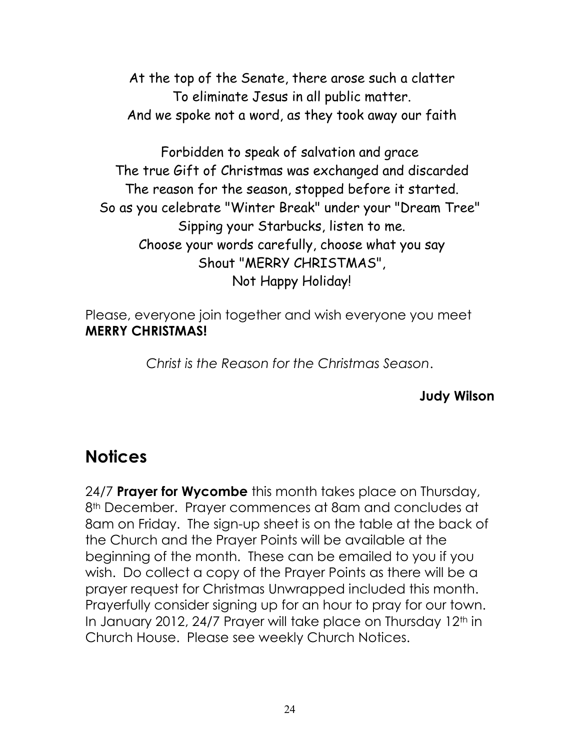At the top of the Senate, there arose such a clatter  
To eliminate Jesus in all public matter.  
And we spoke not a word, as they took away our faith

Forbidden to speak of salvation and grace  
The true Gift of Christmas was exchanged and discarded  
The reason for the season, stopped before it started.  
So as you celebrate "Winter Break" under your "Dream Tree"  
Sipping your Starbucks, listen to me.  
Choose your words carefully, choose what you say  
Shout "MERRY CHRISTMAS",  
Not Happy Holiday!

Please, everyone join together and wish everyone you meet **MERRY CHRISTMAS!**

*Christ is the Reason for the Christmas Season*.

**Judy Wilson**

# Notices

24/7 **Prayer for Wycombe** this month takes place on Thursday, 8th December. Prayer commences at 8am and concludes at 8am on Friday. The sign-up sheet is on the table at the back of the Church and the Prayer Points will be available at the beginning of the month. These can be emailed to you if you wish. Do collect a copy of the Prayer Points as there will be a prayer request for Christmas Unwrapped included this month. Prayerfully consider signing up for an hour to pray for our town. In January 2012, 24/7 Prayer will take place on Thursday 12th in Church House. Please see weekly Church Notices.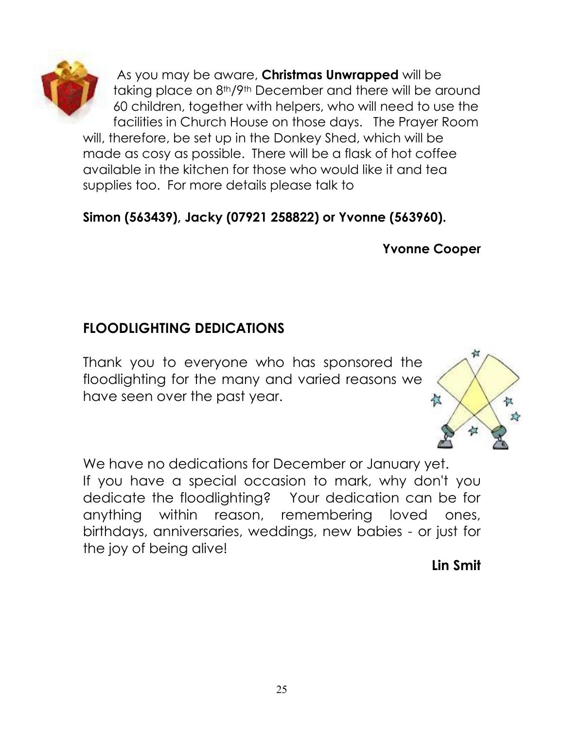As you may be aware, **Christmas Unwrapped** will be taking place on 8th/9th December and there will be around 60 children, together with helpers, who will need to use the facilities in Church House on those days. The Prayer Room will, therefore, be set up in the Donkey Shed, which will be made as cosy as possible. There will be a flask of hot coffee available in the kitchen for those who would like it and tea supplies too. For more details please talk to

**Simon (563439), Jacky (07921 258822) or Yvonne (563960).**

**Yvonne Cooper**

## FLOODLIGHTING DEDICATIONS

Thank you to everyone who has sponsored the floodlighting for the many and varied reasons we have seen over the past year.

We have no dedications for December or January yet.
If you have a special occasion to mark, why don't you dedicate the floodlighting? Your dedication can be for anything within reason, remembering loved ones, birthdays, anniversaries, weddings, new babies - or just for the joy of being alive!

**Lin Smit**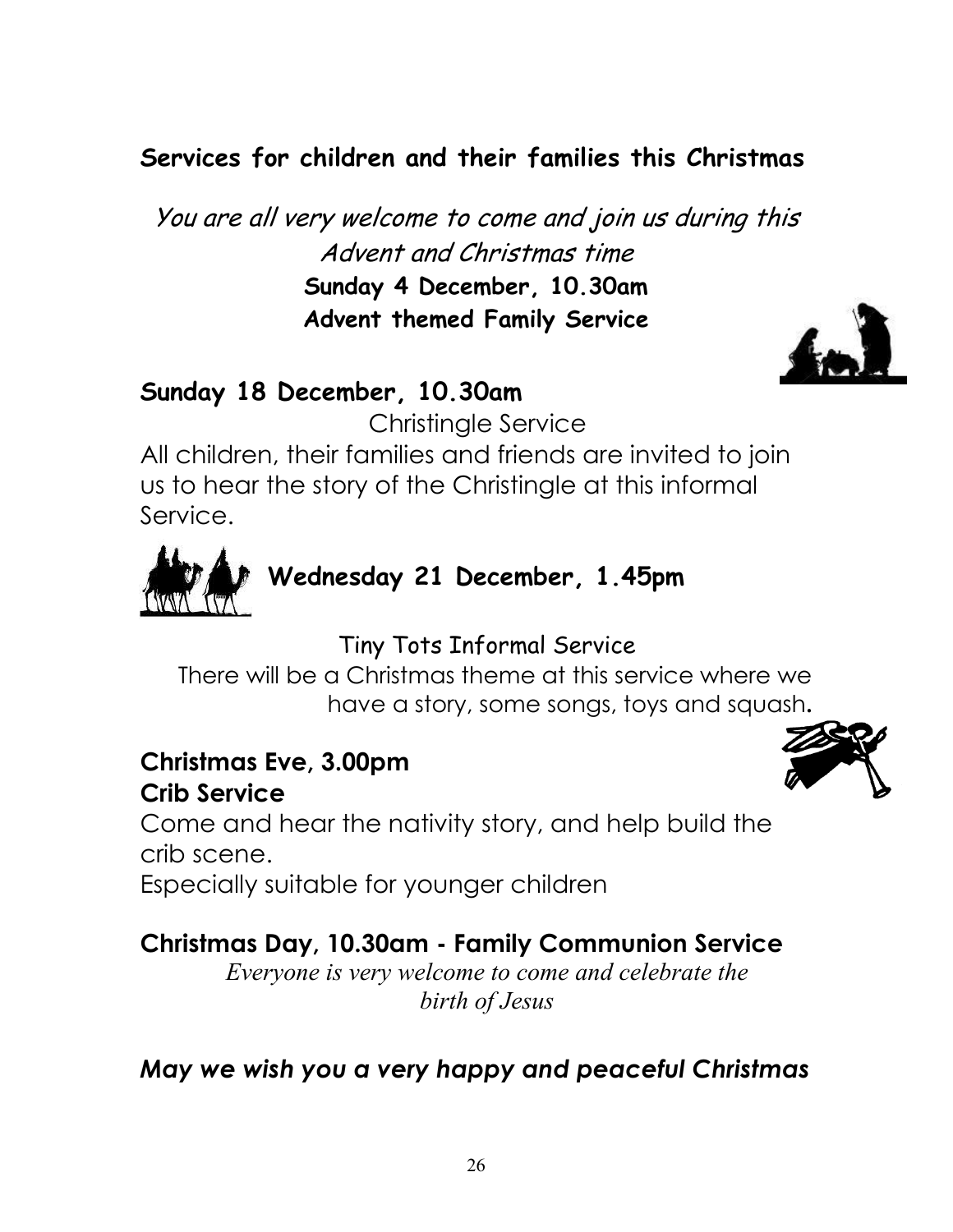## Services for children and their families this Christmas

*You are all very welcome to come and join us during this Advent and Christmas time*

**Sunday 4 December, 10.30am**
**Advent themed Family Service**

### Sunday 18 December, 10.30am

Christingle Service

All children, their families and friends are invited to join us to hear the story of the Christingle at this informal Service.

### Wednesday 21 December, 1.45pm

Tiny Tots Informal Service

There will be a Christmas theme at this service where we have a story, some songs, toys and squash**.**

### Christmas Eve, 3.00pm
### Crib Service

Come and hear the nativity story, and help build the crib scene.
Especially suitable for younger children

### Christmas Day, 10.30am - Family Communion Service

*Everyone is very welcome to come and celebrate the birth of Jesus*

***May we wish you a very happy and peaceful Christmas***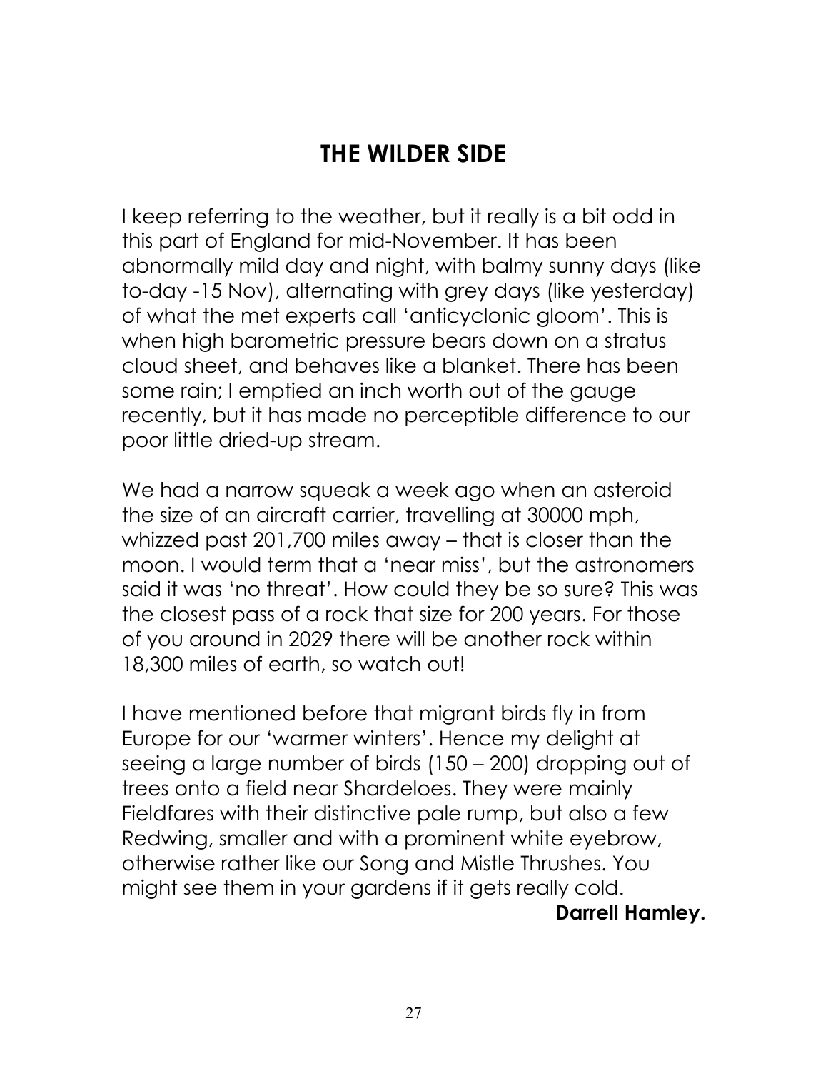# THE WILDER SIDE

I keep referring to the weather, but it really is a bit odd in this part of England for mid-November. It has been abnormally mild day and night, with balmy sunny days (like to-day -15 Nov), alternating with grey days (like yesterday) of what the met experts call 'anticyclonic gloom'. This is when high barometric pressure bears down on a stratus cloud sheet, and behaves like a blanket. There has been some rain; I emptied an inch worth out of the gauge recently, but it has made no perceptible difference to our poor little dried-up stream.

We had a narrow squeak a week ago when an asteroid the size of an aircraft carrier, travelling at 30000 mph, whizzed past 201,700 miles away – that is closer than the moon. I would term that a 'near miss', but the astronomers said it was 'no threat'. How could they be so sure? This was the closest pass of a rock that size for 200 years. For those of you around in 2029 there will be another rock within 18,300 miles of earth, so watch out!

I have mentioned before that migrant birds fly in from Europe for our 'warmer winters'. Hence my delight at seeing a large number of birds (150 – 200) dropping out of trees onto a field near Shardeloes. They were mainly Fieldfares with their distinctive pale rump, but also a few Redwing, smaller and with a prominent white eyebrow, otherwise rather like our Song and Mistle Thrushes. You might see them in your gardens if it gets really cold.

**Darrell Hamley.**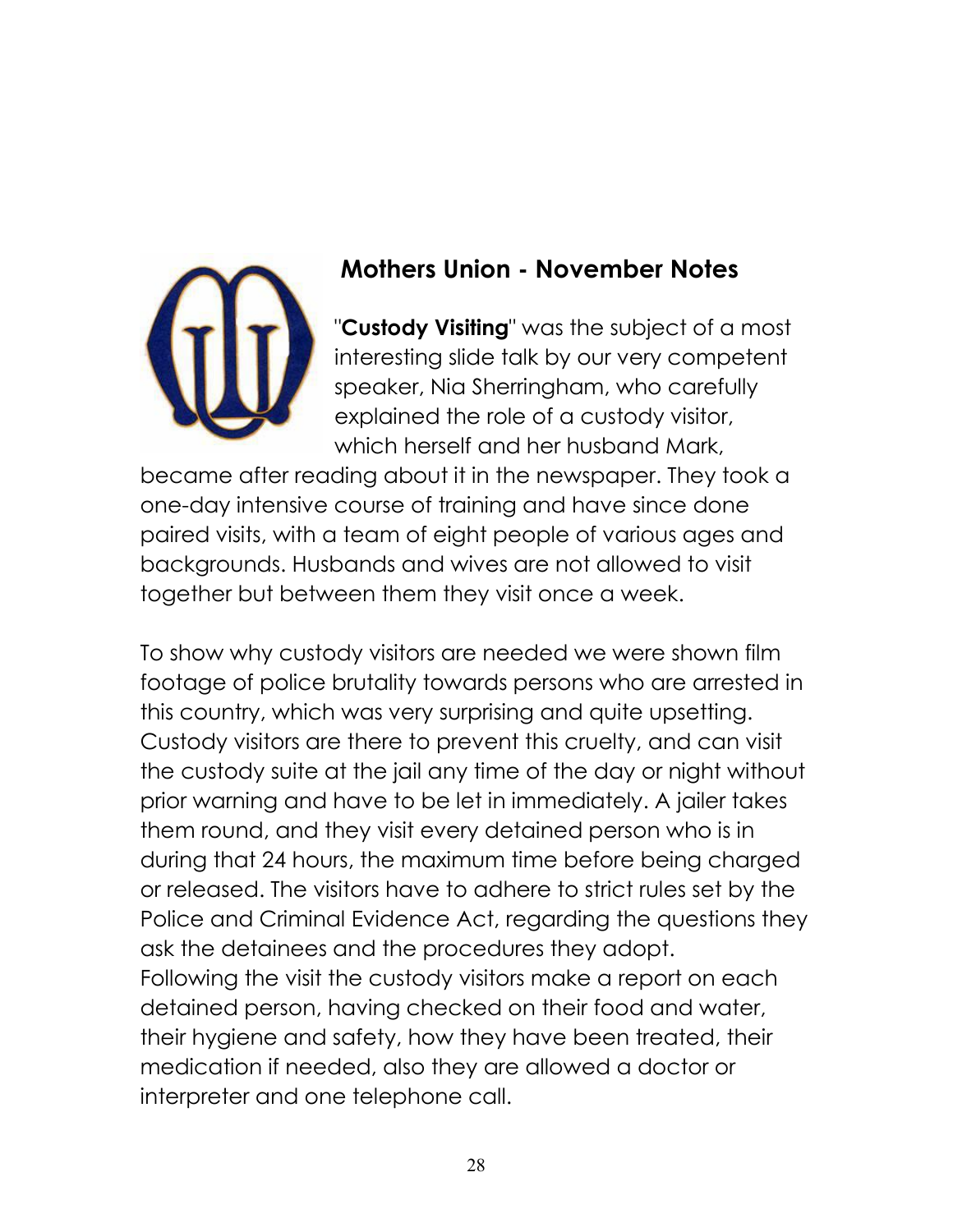## Mothers Union - November Notes

"**Custody Visiting**" was the subject of a most interesting slide talk by our very competent speaker, Nia Sherringham, who carefully explained the role of a custody visitor, which herself and her husband Mark, became after reading about it in the newspaper. They took a one-day intensive course of training and have since done paired visits, with a team of eight people of various ages and backgrounds. Husbands and wives are not allowed to visit together but between them they visit once a week.

To show why custody visitors are needed we were shown film footage of police brutality towards persons who are arrested in this country, which was very surprising and quite upsetting. Custody visitors are there to prevent this cruelty, and can visit the custody suite at the jail any time of the day or night without prior warning and have to be let in immediately. A jailer takes them round, and they visit every detained person who is in during that 24 hours, the maximum time before being charged or released. The visitors have to adhere to strict rules set by the Police and Criminal Evidence Act, regarding the questions they ask the detainees and the procedures they adopt.
Following the visit the custody visitors make a report on each detained person, having checked on their food and water, their hygiene and safety, how they have been treated, their medication if needed, also they are allowed a doctor or interpreter and one telephone call.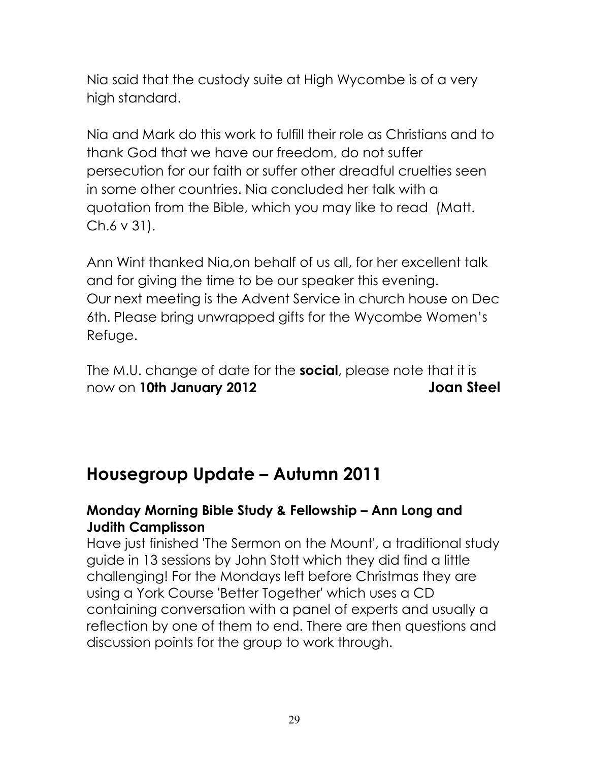Nia said that the custody suite at High Wycombe is of a very high standard.

Nia and Mark do this work to fulfill their role as Christians and to thank God that we have our freedom, do not suffer persecution for our faith or suffer other dreadful cruelties seen in some other countries. Nia concluded her talk with a quotation from the Bible, which you may like to read (Matt. Ch.6 v 31).

Ann Wint thanked Nia,on behalf of us all, for her excellent talk and for giving the time to be our speaker this evening.
Our next meeting is the Advent Service in church house on Dec 6th. Please bring unwrapped gifts for the Wycombe Women's Refuge.

The M.U. change of date for the **social**, please note that it is now on **10th January 2012** **Joan Steel**

## Housegroup Update – Autumn 2011

### Monday Morning Bible Study & Fellowship – Ann Long and Judith Camplisson

Have just finished 'The Sermon on the Mount', a traditional study guide in 13 sessions by John Stott which they did find a little challenging! For the Mondays left before Christmas they are using a York Course 'Better Together' which uses a CD containing conversation with a panel of experts and usually a reflection by one of them to end. There are then questions and discussion points for the group to work through.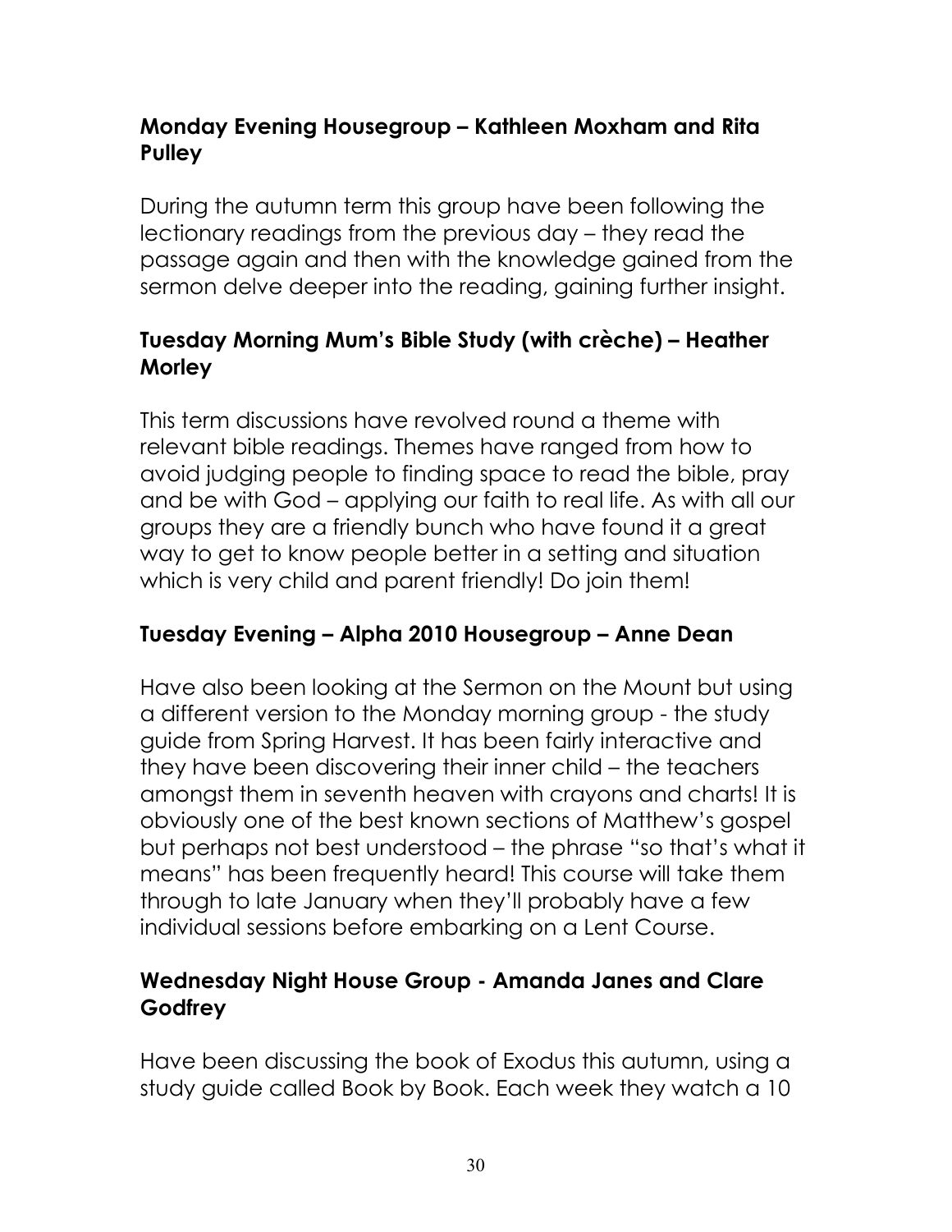### Monday Evening Housegroup – Kathleen Moxham and Rita Pulley

During the autumn term this group have been following the lectionary readings from the previous day – they read the passage again and then with the knowledge gained from the sermon delve deeper into the reading, gaining further insight.

### Tuesday Morning Mum's Bible Study (with crèche) – Heather Morley

This term discussions have revolved round a theme with relevant bible readings. Themes have ranged from how to avoid judging people to finding space to read the bible, pray and be with God – applying our faith to real life. As with all our groups they are a friendly bunch who have found it a great way to get to know people better in a setting and situation which is very child and parent friendly! Do join them!

### Tuesday Evening – Alpha 2010 Housegroup – Anne Dean

Have also been looking at the Sermon on the Mount but using a different version to the Monday morning group - the study guide from Spring Harvest. It has been fairly interactive and they have been discovering their inner child – the teachers amongst them in seventh heaven with crayons and charts! It is obviously one of the best known sections of Matthew's gospel but perhaps not best understood – the phrase "so that's what it means" has been frequently heard! This course will take them through to late January when they'll probably have a few individual sessions before embarking on a Lent Course.

### Wednesday Night House Group - Amanda Janes and Clare Godfrey

Have been discussing the book of Exodus this autumn, using a study guide called Book by Book. Each week they watch a 10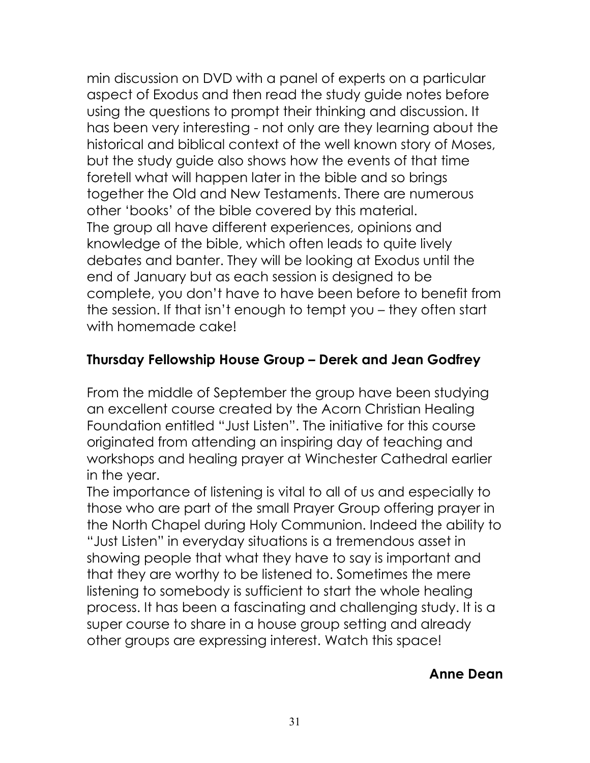min discussion on DVD with a panel of experts on a particular aspect of Exodus and then read the study guide notes before using the questions to prompt their thinking and discussion. It has been very interesting - not only are they learning about the historical and biblical context of the well known story of Moses, but the study guide also shows how the events of that time foretell what will happen later in the bible and so brings together the Old and New Testaments. There are numerous other 'books' of the bible covered by this material.
The group all have different experiences, opinions and knowledge of the bible, which often leads to quite lively debates and banter. They will be looking at Exodus until the end of January but as each session is designed to be complete, you don't have to have been before to benefit from the session. If that isn't enough to tempt you – they often start with homemade cake!

**Thursday Fellowship House Group – Derek and Jean Godfrey**

From the middle of September the group have been studying an excellent course created by the Acorn Christian Healing Foundation entitled "Just Listen". The initiative for this course originated from attending an inspiring day of teaching and workshops and healing prayer at Winchester Cathedral earlier in the year.
The importance of listening is vital to all of us and especially to those who are part of the small Prayer Group offering prayer in the North Chapel during Holy Communion. Indeed the ability to "Just Listen" in everyday situations is a tremendous asset in showing people that what they have to say is important and that they are worthy to be listened to. Sometimes the mere listening to somebody is sufficient to start the whole healing process. It has been a fascinating and challenging study. It is a super course to share in a house group setting and already other groups are expressing interest. Watch this space!

**Anne Dean**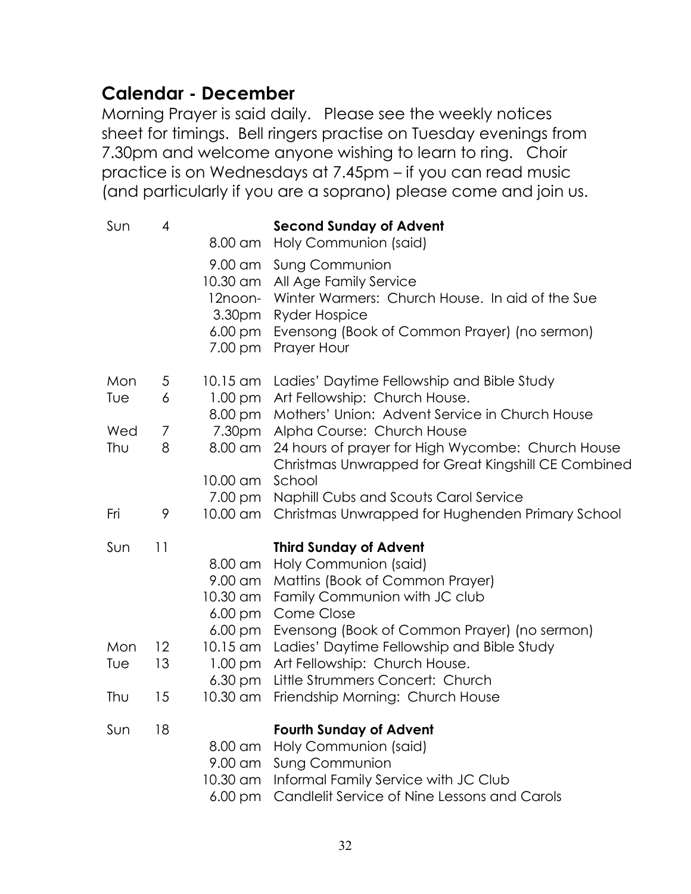## Calendar - December

Morning Prayer is said daily. Please see the weekly notices sheet for timings. Bell ringers practise on Tuesday evenings from 7.30pm and welcome anyone wishing to learn to ring. Choir practice is on Wednesdays at 7.45pm – if you can read music (and particularly if you are a soprano) please come and join us.

| Day | Date | Time | Event |
|---|---|---|---|
| Sun | 4 | | **Second Sunday of Advent** |
| | | 8.00 am | Holy Communion (said) |
| | | 9.00 am | Sung Communion |
| | | 10.30 am | All Age Family Service |
| | | 12noon-3.30pm | Winter Warmers: Church House. In aid of the Sue Ryder Hospice |
| | | 6.00 pm | Evensong (Book of Common Prayer) (no sermon) |
| | | 7.00 pm | Prayer Hour |
| Mon | 5 | 10.15 am | Ladies' Daytime Fellowship and Bible Study |
| Tue | 6 | 1.00 pm | Art Fellowship: Church House. |
| | | 8.00 pm | Mothers' Union: Advent Service in Church House |
| Wed | 7 | 7.30pm | Alpha Course: Church House |
| Thu | 8 | 8.00 am | 24 hours of prayer for High Wycombe: Church House |
| | | 10.00 am | Christmas Unwrapped for Great Kingshill CE Combined School |
| | | 7.00 pm | Naphill Cubs and Scouts Carol Service |
| Fri | 9 | 10.00 am | Christmas Unwrapped for Hughenden Primary School |
| Sun | 11 | | **Third Sunday of Advent** |
| | | 8.00 am | Holy Communion (said) |
| | | 9.00 am | Mattins (Book of Common Prayer) |
| | | 10.30 am | Family Communion with JC club |
| | | 6.00 pm | Come Close |
| | | 6.00 pm | Evensong (Book of Common Prayer) (no sermon) |
| Mon | 12 | 10.15 am | Ladies' Daytime Fellowship and Bible Study |
| Tue | 13 | 1.00 pm | Art Fellowship: Church House. |
| | | 6.30 pm | Little Strummers Concert: Church |
| Thu | 15 | 10.30 am | Friendship Morning: Church House |
| Sun | 18 | | **Fourth Sunday of Advent** |
| | | 8.00 am | Holy Communion (said) |
| | | 9.00 am | Sung Communion |
| | | 10.30 am | Informal Family Service with JC Club |
| | | 6.00 pm | Candlelit Service of Nine Lessons and Carols |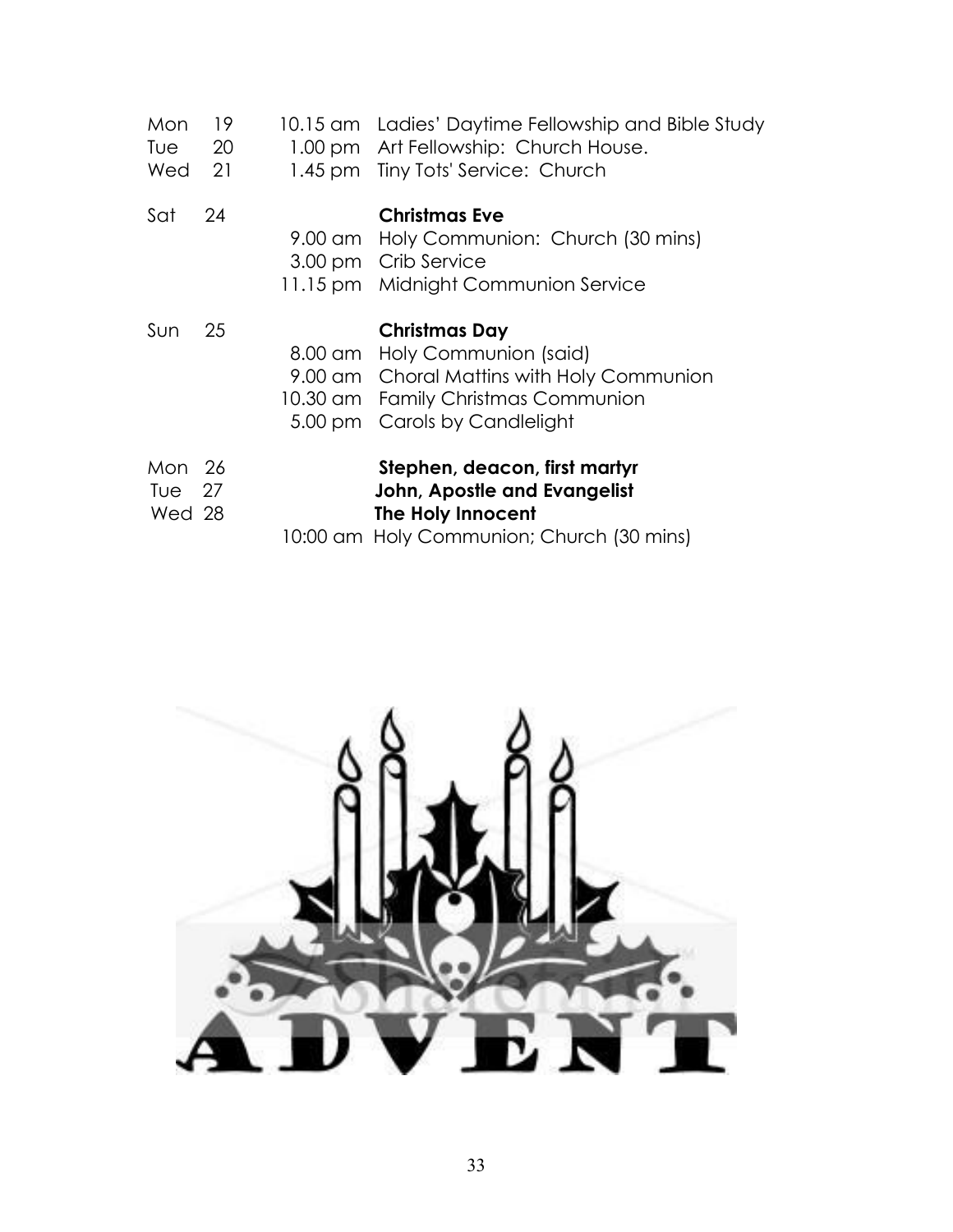| | | |
|---|---|---|
| Mon 19 | 10.15 am | Ladies' Daytime Fellowship and Bible Study |
| Tue 20 | 1.00 pm | Art Fellowship: Church House. |
| Wed 21 | 1.45 pm | Tiny Tots' Service: Church |
| Sat 24 | | **Christmas Eve** |
| | 9.00 am | Holy Communion: Church (30 mins) |
| | 3.00 pm | Crib Service |
| | 11.15 pm | Midnight Communion Service |
| Sun 25 | | **Christmas Day** |
| | 8.00 am | Holy Communion (said) |
| | 9.00 am | Choral Mattins with Holy Communion |
| | 10.30 am | Family Christmas Communion |
| | 5.00 pm | Carols by Candlelight |
| Mon 26 | | **Stephen, deacon, first martyr** |
| Tue 27 | | **John, Apostle and Evangelist** |
| Wed 28 | | **The Holy Innocent** |
| | 10:00 am | Holy Communion; Church (30 mins) |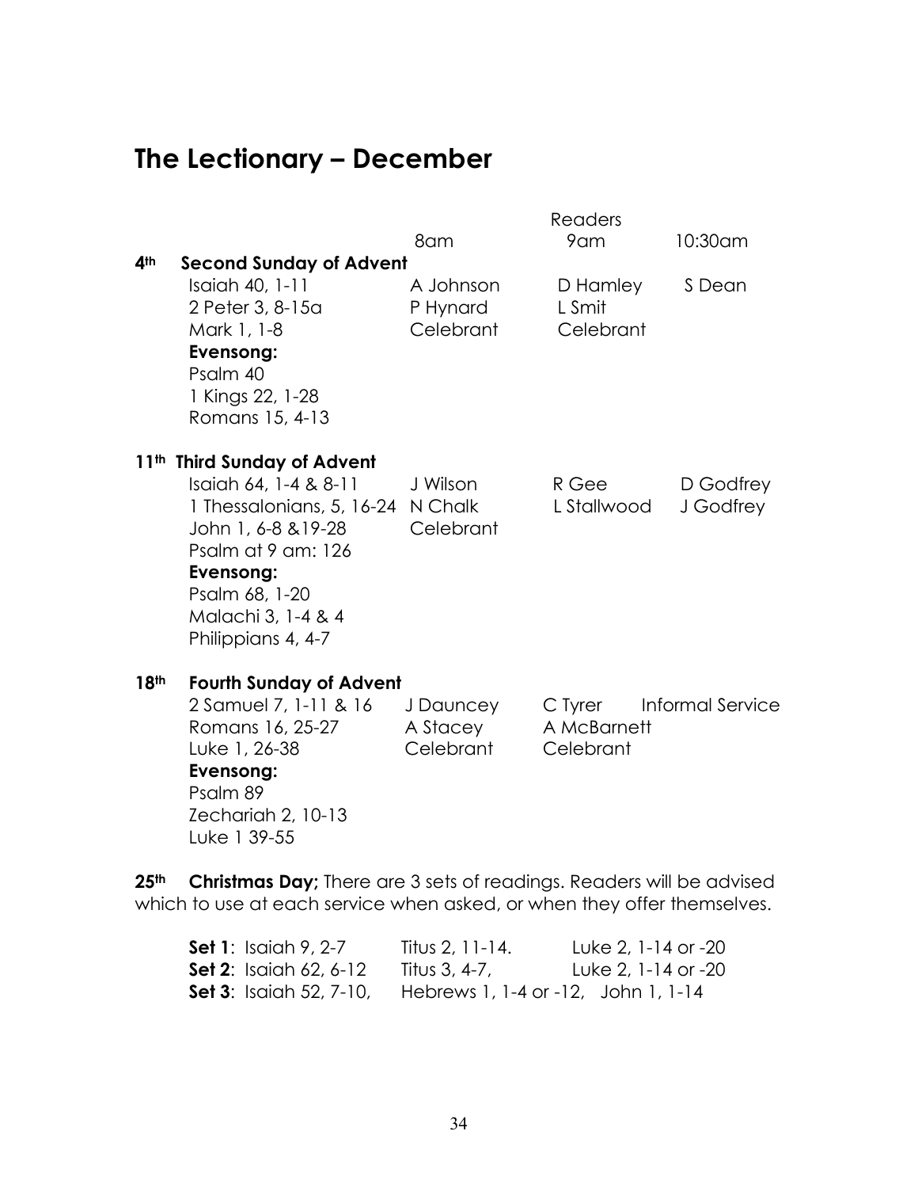# The Lectionary – December

| | | Readers | | |
|---|---|---|---|---|
| | | 8am | 9am | 10:30am |
| 4th | **Second Sunday of Advent** | | | |
| | Isaiah 40, 1-11 | A Johnson | D Hamley | S Dean |
| | 2 Peter 3, 8-15a | P Hynard | L Smit | |
| | Mark 1, 1-8 | Celebrant | Celebrant | |
| | **Evensong:** | | | |
| | Psalm 40 | | | |
| | 1 Kings 22, 1-28 | | | |
| | Romans 15, 4-13 | | | |
| 11th | **Third Sunday of Advent** | | | |
| | Isaiah 64, 1-4 & 8-11 | J Wilson | R Gee | D Godfrey |
| | 1 Thessalonians, 5, 16-24 | N Chalk | L Stallwood | J Godfrey |
| | John 1, 6-8 &19-28 | Celebrant | | |
| | Psalm at 9 am: 126 | | | |
| | **Evensong:** | | | |
| | Psalm 68, 1-20 | | | |
| | Malachi 3, 1-4 & 4 | | | |
| | Philippians 4, 4-7 | | | |
| 18th | **Fourth Sunday of Advent** | | | |
| | 2 Samuel 7, 1-11 & 16 | J Dauncey | C Tyrer | Informal Service |
| | Romans 16, 25-27 | A Stacey | A McBarnett | |
| | Luke 1, 26-38 | Celebrant | Celebrant | |
| | **Evensong:** | | | |
| | Psalm 89 | | | |
| | Zechariah 2, 10-13 | | | |
| | Luke 1 39-55 | | | |

**25th Christmas Day;** There are 3 sets of readings. Readers will be advised which to use at each service when asked, or when they offer themselves.

| | | |
|---|---|---|
| **Set 1**: Isaiah 9, 2-7 | Titus 2, 11-14. | Luke 2, 1-14 or -20 |
| **Set 2**: Isaiah 62, 6-12 | Titus 3, 4-7, | Luke 2, 1-14 or -20 |
| **Set 3**: Isaiah 52, 7-10, | Hebrews 1, 1-4 or -12, | John 1, 1-14 |